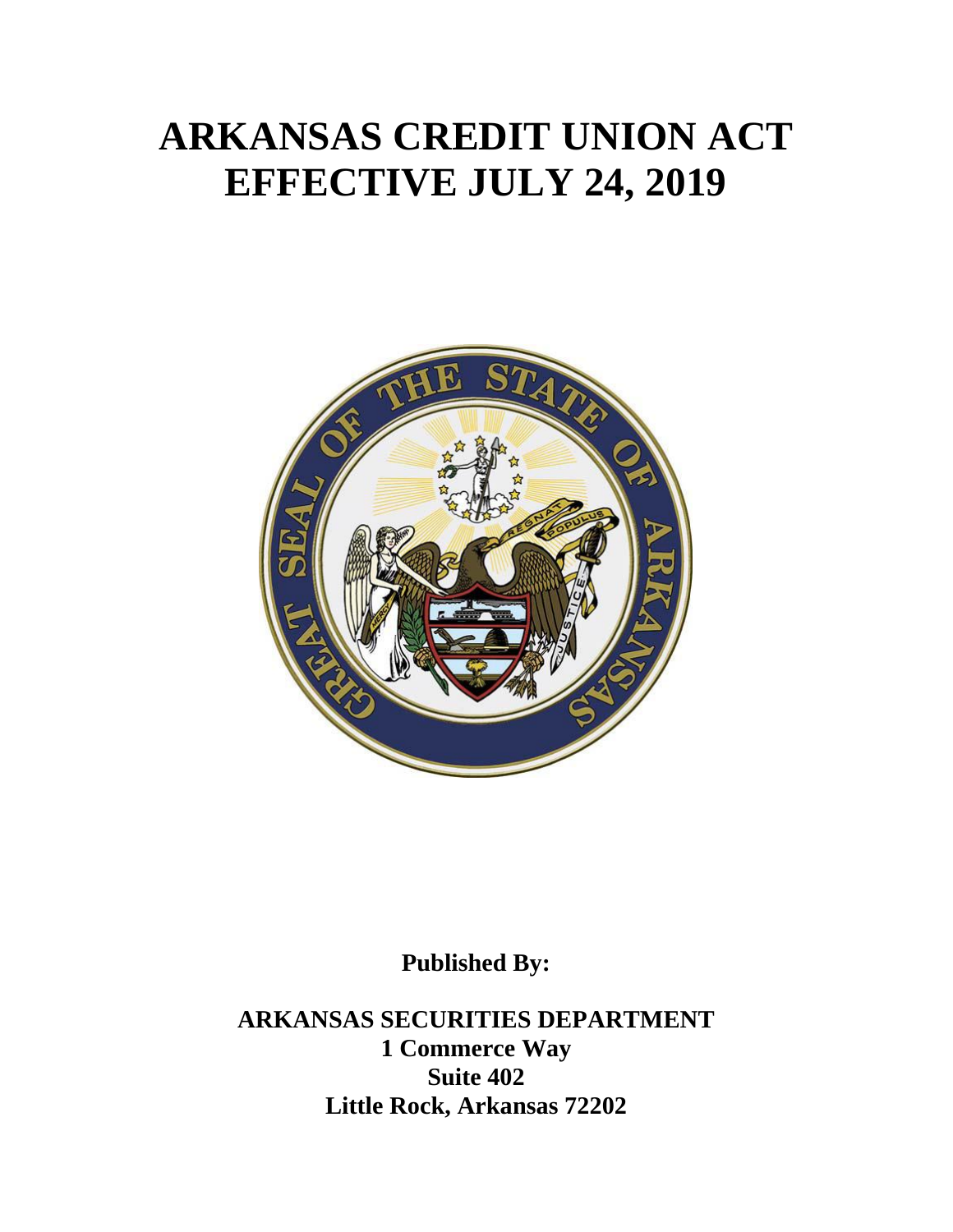# ARKANSAS CREDIT UNION ACT
# EFFECTIVE JULY 24, 2019

**Published By:**

**ARKANSAS SECURITIES DEPARTMENT**
**1 Commerce Way**
**Suite 402**
**Little Rock, Arkansas 72202**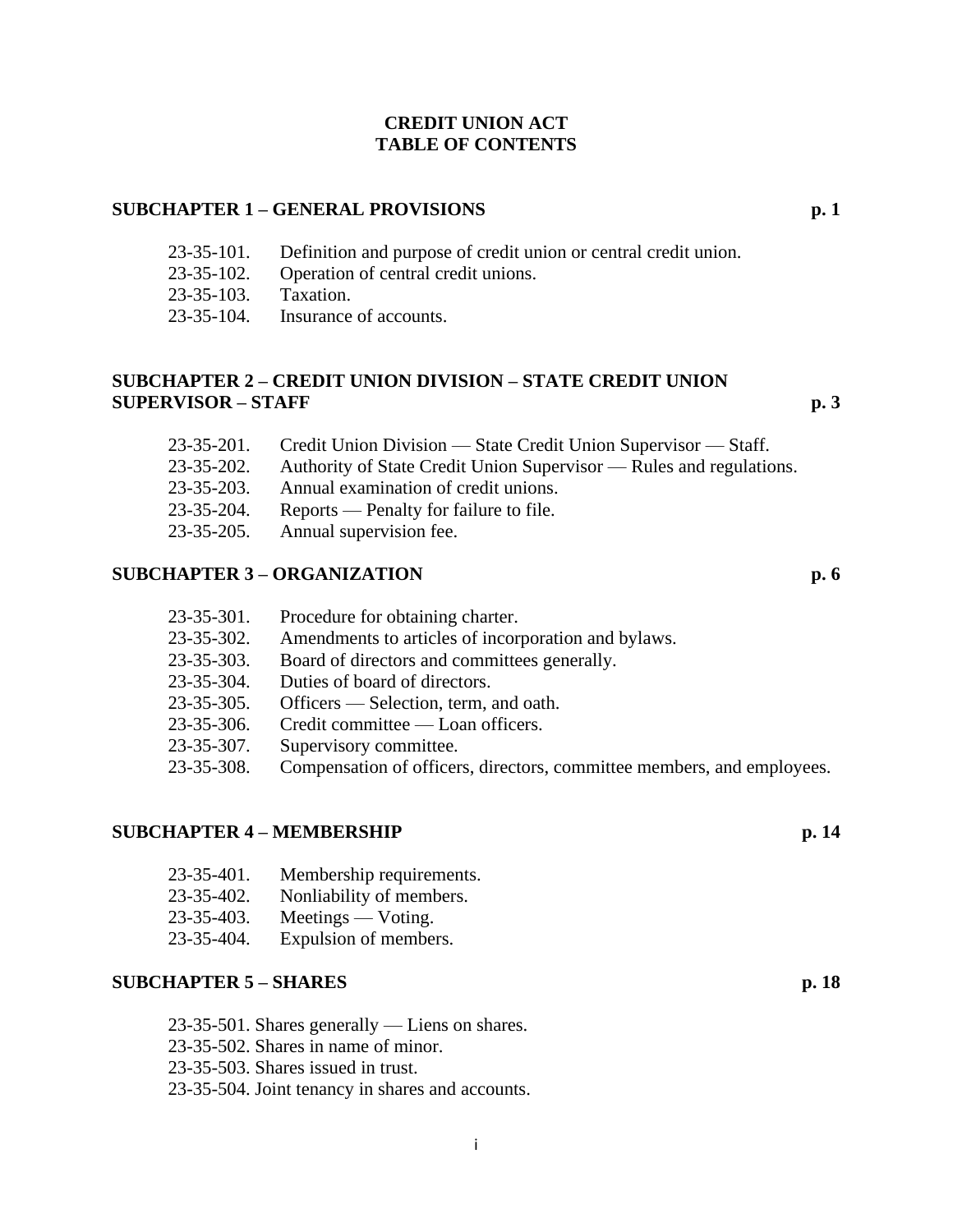# CREDIT UNION ACT
# TABLE OF CONTENTS

## SUBCHAPTER 1 – GENERAL PROVISIONS p. 1

23-35-101. Definition and purpose of credit union or central credit union.
23-35-102. Operation of central credit unions.
23-35-103. Taxation.
23-35-104. Insurance of accounts.

## SUBCHAPTER 2 – CREDIT UNION DIVISION – STATE CREDIT UNION SUPERVISOR – STAFF p. 3

23-35-201. Credit Union Division — State Credit Union Supervisor — Staff.
23-35-202. Authority of State Credit Union Supervisor — Rules and regulations.
23-35-203. Annual examination of credit unions.
23-35-204. Reports — Penalty for failure to file.
23-35-205. Annual supervision fee.

## SUBCHAPTER 3 – ORGANIZATION p. 6

23-35-301. Procedure for obtaining charter.
23-35-302. Amendments to articles of incorporation and bylaws.
23-35-303. Board of directors and committees generally.
23-35-304. Duties of board of directors.
23-35-305. Officers — Selection, term, and oath.
23-35-306. Credit committee — Loan officers.
23-35-307. Supervisory committee.
23-35-308. Compensation of officers, directors, committee members, and employees.

## SUBCHAPTER 4 – MEMBERSHIP p. 14

23-35-401. Membership requirements.
23-35-402. Nonliability of members.
23-35-403. Meetings — Voting.
23-35-404. Expulsion of members.

## SUBCHAPTER 5 – SHARES p. 18

23-35-501. Shares generally — Liens on shares.
23-35-502. Shares in name of minor.
23-35-503. Shares issued in trust.
23-35-504. Joint tenancy in shares and accounts.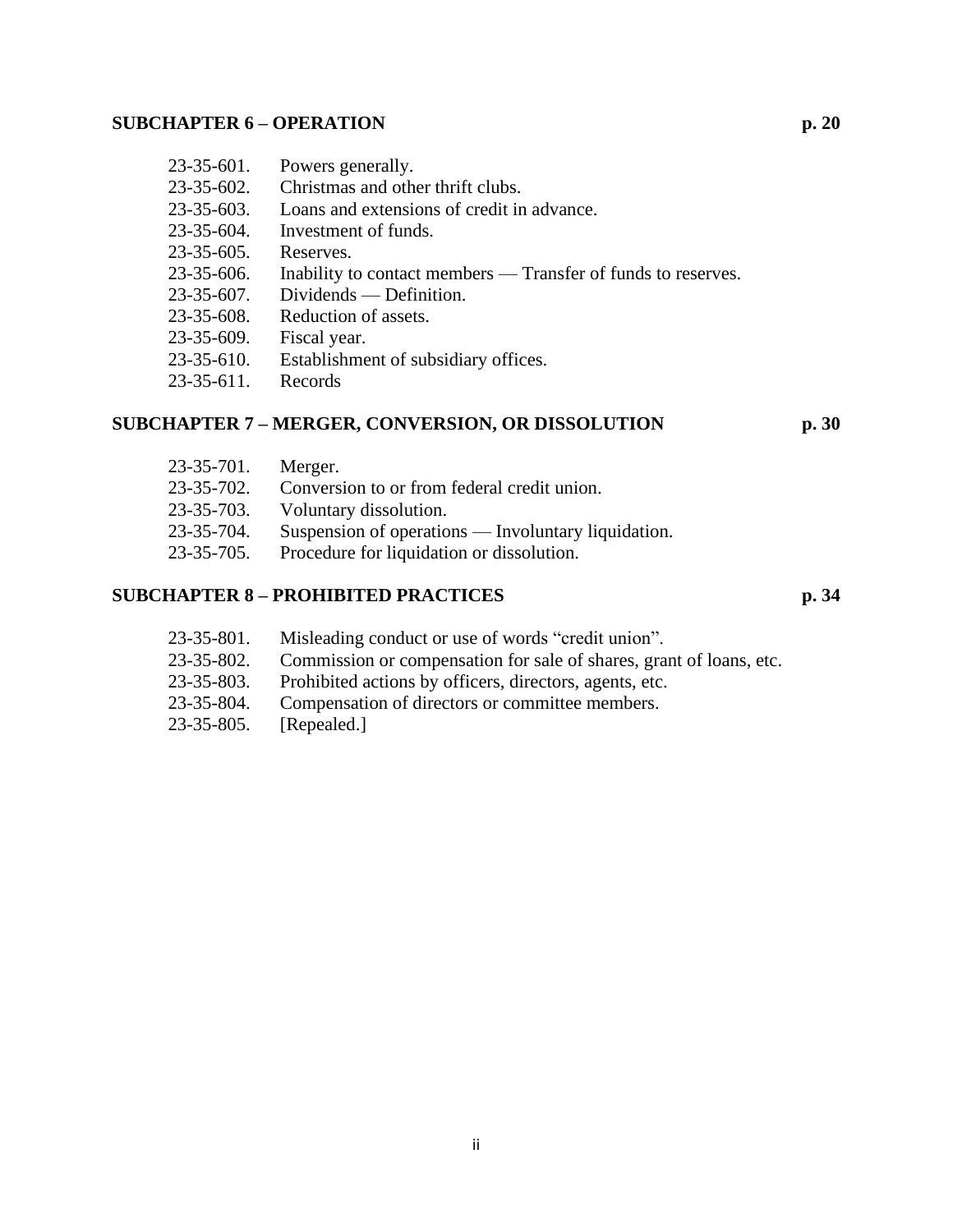**SUBCHAPTER 6 – OPERATION** **p. 20**

23-35-601. Powers generally.
23-35-602. Christmas and other thrift clubs.
23-35-603. Loans and extensions of credit in advance.
23-35-604. Investment of funds.
23-35-605. Reserves.
23-35-606. Inability to contact members — Transfer of funds to reserves.
23-35-607. Dividends — Definition.
23-35-608. Reduction of assets.
23-35-609. Fiscal year.
23-35-610. Establishment of subsidiary offices.
23-35-611. Records

**SUBCHAPTER 7 – MERGER, CONVERSION, OR DISSOLUTION** **p. 30**

23-35-701. Merger.
23-35-702. Conversion to or from federal credit union.
23-35-703. Voluntary dissolution.
23-35-704. Suspension of operations — Involuntary liquidation.
23-35-705. Procedure for liquidation or dissolution.

**SUBCHAPTER 8 – PROHIBITED PRACTICES** **p. 34**

23-35-801. Misleading conduct or use of words "credit union".
23-35-802. Commission or compensation for sale of shares, grant of loans, etc.
23-35-803. Prohibited actions by officers, directors, agents, etc.
23-35-804. Compensation of directors or committee members.
23-35-805. [Repealed.]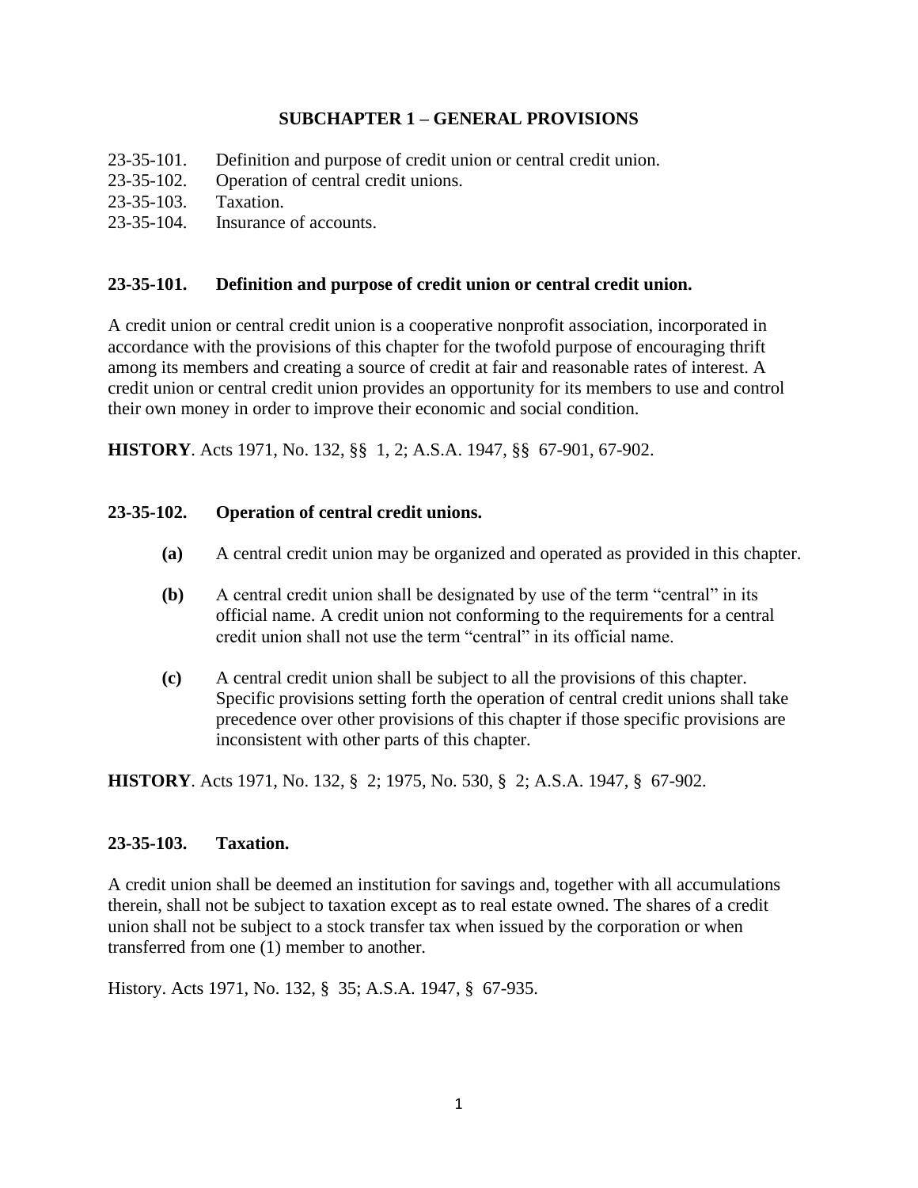## SUBCHAPTER 1 – GENERAL PROVISIONS

23-35-101. Definition and purpose of credit union or central credit union.
23-35-102. Operation of central credit unions.
23-35-103. Taxation.
23-35-104. Insurance of accounts.

### 23-35-101. Definition and purpose of credit union or central credit union.

A credit union or central credit union is a cooperative nonprofit association, incorporated in accordance with the provisions of this chapter for the twofold purpose of encouraging thrift among its members and creating a source of credit at fair and reasonable rates of interest. A credit union or central credit union provides an opportunity for its members to use and control their own money in order to improve their economic and social condition.

**HISTORY**. Acts 1971, No. 132, §§ 1, 2; A.S.A. 1947, §§ 67-901, 67-902.

### 23-35-102. Operation of central credit unions.

**(a)** A central credit union may be organized and operated as provided in this chapter.

**(b)** A central credit union shall be designated by use of the term "central" in its official name. A credit union not conforming to the requirements for a central credit union shall not use the term "central" in its official name.

**(c)** A central credit union shall be subject to all the provisions of this chapter. Specific provisions setting forth the operation of central credit unions shall take precedence over other provisions of this chapter if those specific provisions are inconsistent with other parts of this chapter.

**HISTORY**. Acts 1971, No. 132, § 2; 1975, No. 530, § 2; A.S.A. 1947, § 67-902.

### 23-35-103. Taxation.

A credit union shall be deemed an institution for savings and, together with all accumulations therein, shall not be subject to taxation except as to real estate owned. The shares of a credit union shall not be subject to a stock transfer tax when issued by the corporation or when transferred from one (1) member to another.

History. Acts 1971, No. 132, § 35; A.S.A. 1947, § 67-935.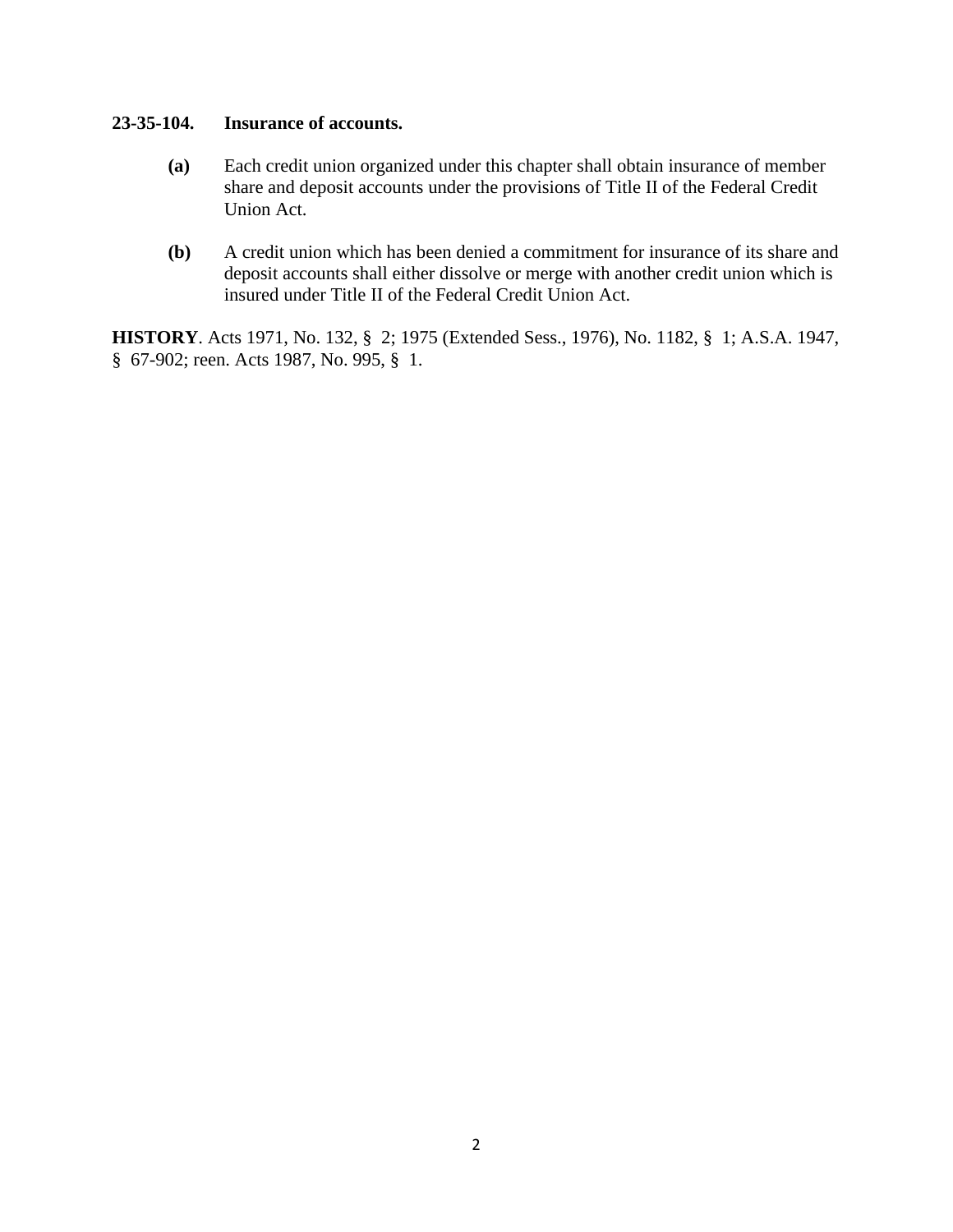**23-35-104. Insurance of accounts.**

**(a)** Each credit union organized under this chapter shall obtain insurance of member share and deposit accounts under the provisions of Title II of the Federal Credit Union Act.

**(b)** A credit union which has been denied a commitment for insurance of its share and deposit accounts shall either dissolve or merge with another credit union which is insured under Title II of the Federal Credit Union Act.

**HISTORY**. Acts 1971, No. 132, § 2; 1975 (Extended Sess., 1976), No. 1182, § 1; A.S.A. 1947, § 67-902; reen. Acts 1987, No. 995, § 1.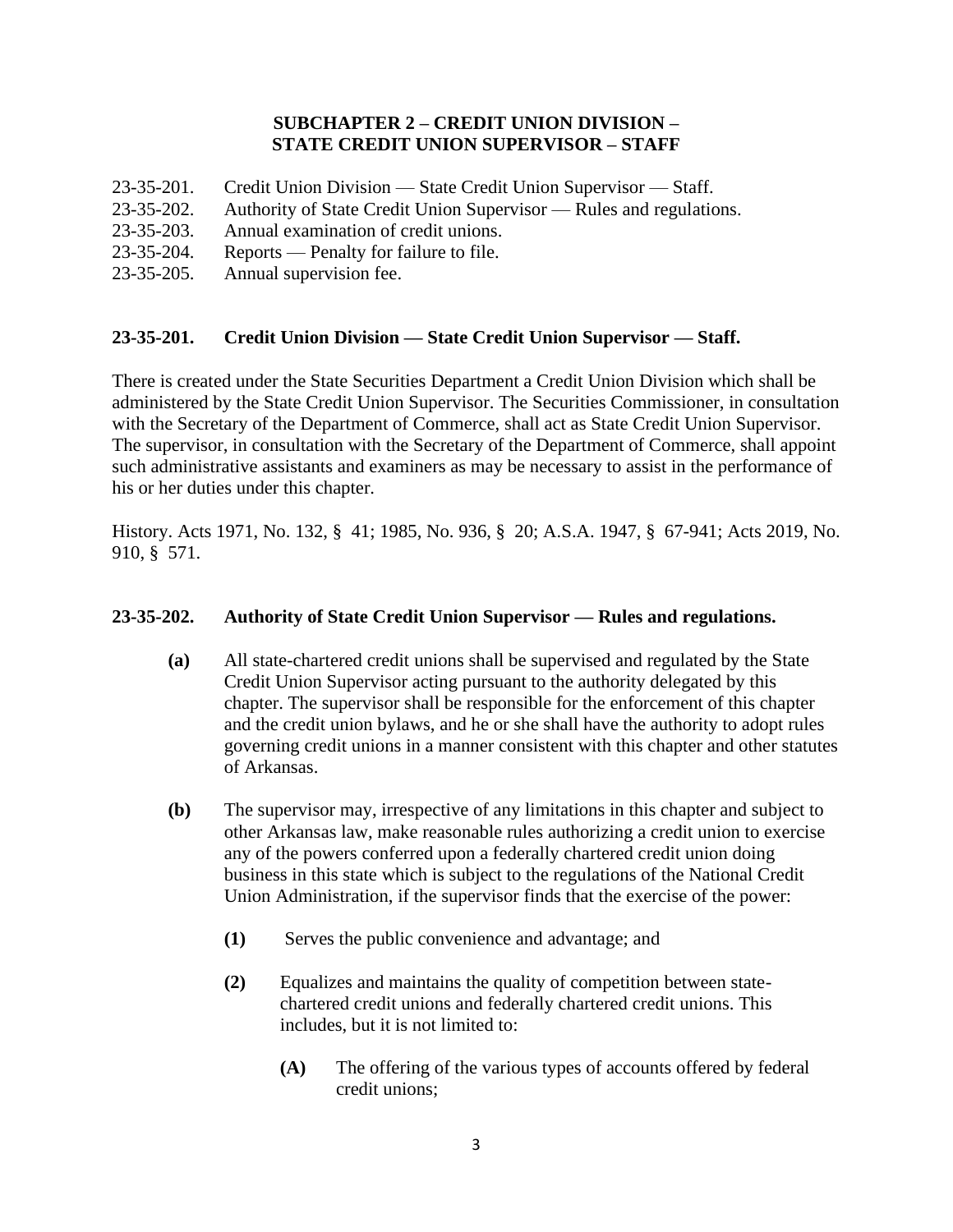## SUBCHAPTER 2 – CREDIT UNION DIVISION – STATE CREDIT UNION SUPERVISOR – STAFF

23-35-201. Credit Union Division — State Credit Union Supervisor — Staff.
23-35-202. Authority of State Credit Union Supervisor — Rules and regulations.
23-35-203. Annual examination of credit unions.
23-35-204. Reports — Penalty for failure to file.
23-35-205. Annual supervision fee.

### 23-35-201. Credit Union Division — State Credit Union Supervisor — Staff.

There is created under the State Securities Department a Credit Union Division which shall be administered by the State Credit Union Supervisor. The Securities Commissioner, in consultation with the Secretary of the Department of Commerce, shall act as State Credit Union Supervisor. The supervisor, in consultation with the Secretary of the Department of Commerce, shall appoint such administrative assistants and examiners as may be necessary to assist in the performance of his or her duties under this chapter.

History. Acts 1971, No. 132, § 41; 1985, No. 936, § 20; A.S.A. 1947, § 67-941; Acts 2019, No. 910, § 571.

### 23-35-202. Authority of State Credit Union Supervisor — Rules and regulations.

**(a)** All state-chartered credit unions shall be supervised and regulated by the State Credit Union Supervisor acting pursuant to the authority delegated by this chapter. The supervisor shall be responsible for the enforcement of this chapter and the credit union bylaws, and he or she shall have the authority to adopt rules governing credit unions in a manner consistent with this chapter and other statutes of Arkansas.

**(b)** The supervisor may, irrespective of any limitations in this chapter and subject to other Arkansas law, make reasonable rules authorizing a credit union to exercise any of the powers conferred upon a federally chartered credit union doing business in this state which is subject to the regulations of the National Credit Union Administration, if the supervisor finds that the exercise of the power:

**(1)** Serves the public convenience and advantage; and

**(2)** Equalizes and maintains the quality of competition between state-chartered credit unions and federally chartered credit unions. This includes, but it is not limited to:

**(A)** The offering of the various types of accounts offered by federal credit unions;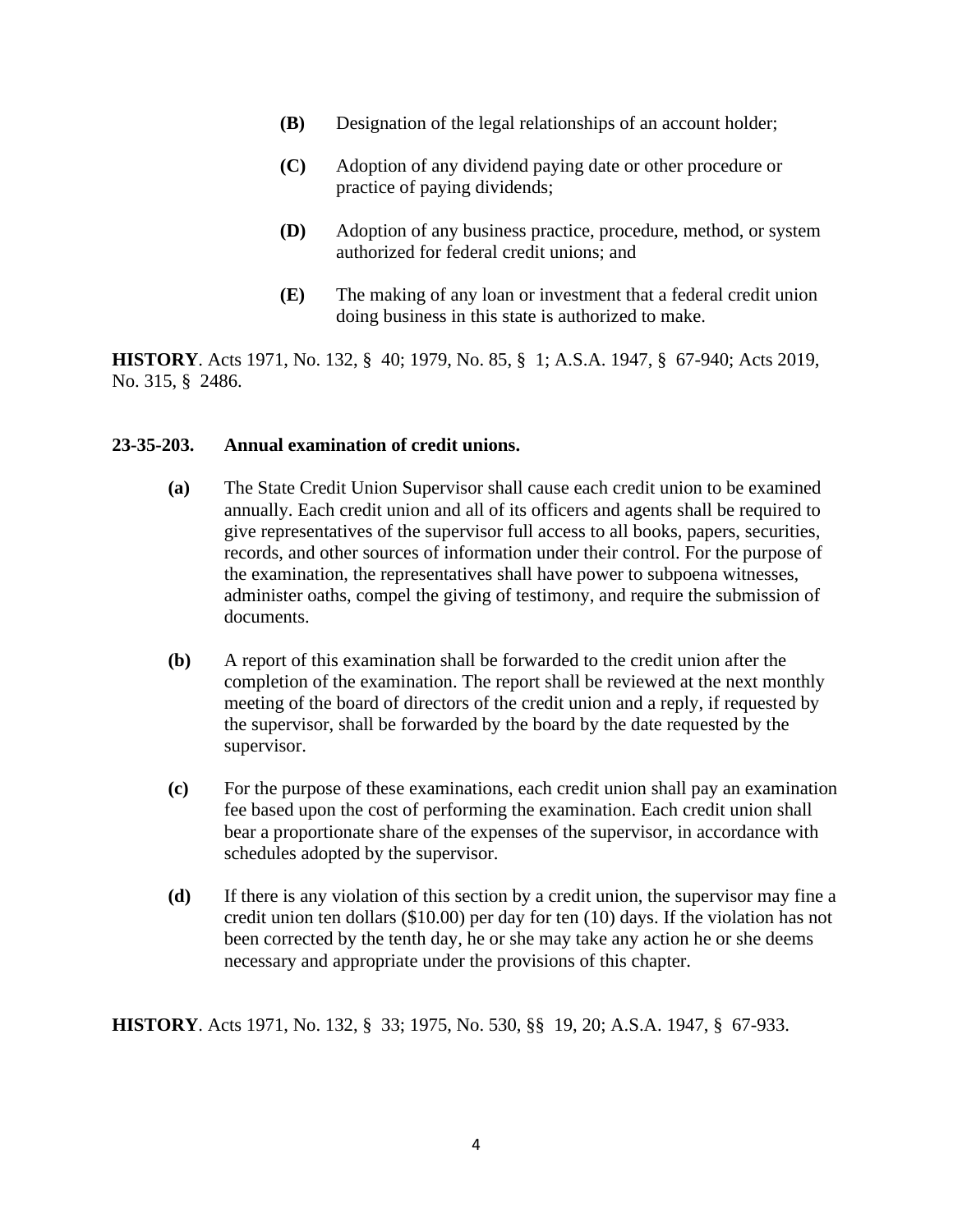- **(B)** Designation of the legal relationships of an account holder;
- **(C)** Adoption of any dividend paying date or other procedure or practice of paying dividends;
- **(D)** Adoption of any business practice, procedure, method, or system authorized for federal credit unions; and
- **(E)** The making of any loan or investment that a federal credit union doing business in this state is authorized to make.

**HISTORY**. Acts 1971, No. 132, § 40; 1979, No. 85, § 1; A.S.A. 1947, § 67-940; Acts 2019, No. 315, § 2486.

### 23-35-203. Annual examination of credit unions.

**(a)** The State Credit Union Supervisor shall cause each credit union to be examined annually. Each credit union and all of its officers and agents shall be required to give representatives of the supervisor full access to all books, papers, securities, records, and other sources of information under their control. For the purpose of the examination, the representatives shall have power to subpoena witnesses, administer oaths, compel the giving of testimony, and require the submission of documents.

**(b)** A report of this examination shall be forwarded to the credit union after the completion of the examination. The report shall be reviewed at the next monthly meeting of the board of directors of the credit union and a reply, if requested by the supervisor, shall be forwarded by the board by the date requested by the supervisor.

**(c)** For the purpose of these examinations, each credit union shall pay an examination fee based upon the cost of performing the examination. Each credit union shall bear a proportionate share of the expenses of the supervisor, in accordance with schedules adopted by the supervisor.

**(d)** If there is any violation of this section by a credit union, the supervisor may fine a credit union ten dollars ($10.00) per day for ten (10) days. If the violation has not been corrected by the tenth day, he or she may take any action he or she deems necessary and appropriate under the provisions of this chapter.

**HISTORY**. Acts 1971, No. 132, § 33; 1975, No. 530, §§ 19, 20; A.S.A. 1947, § 67-933.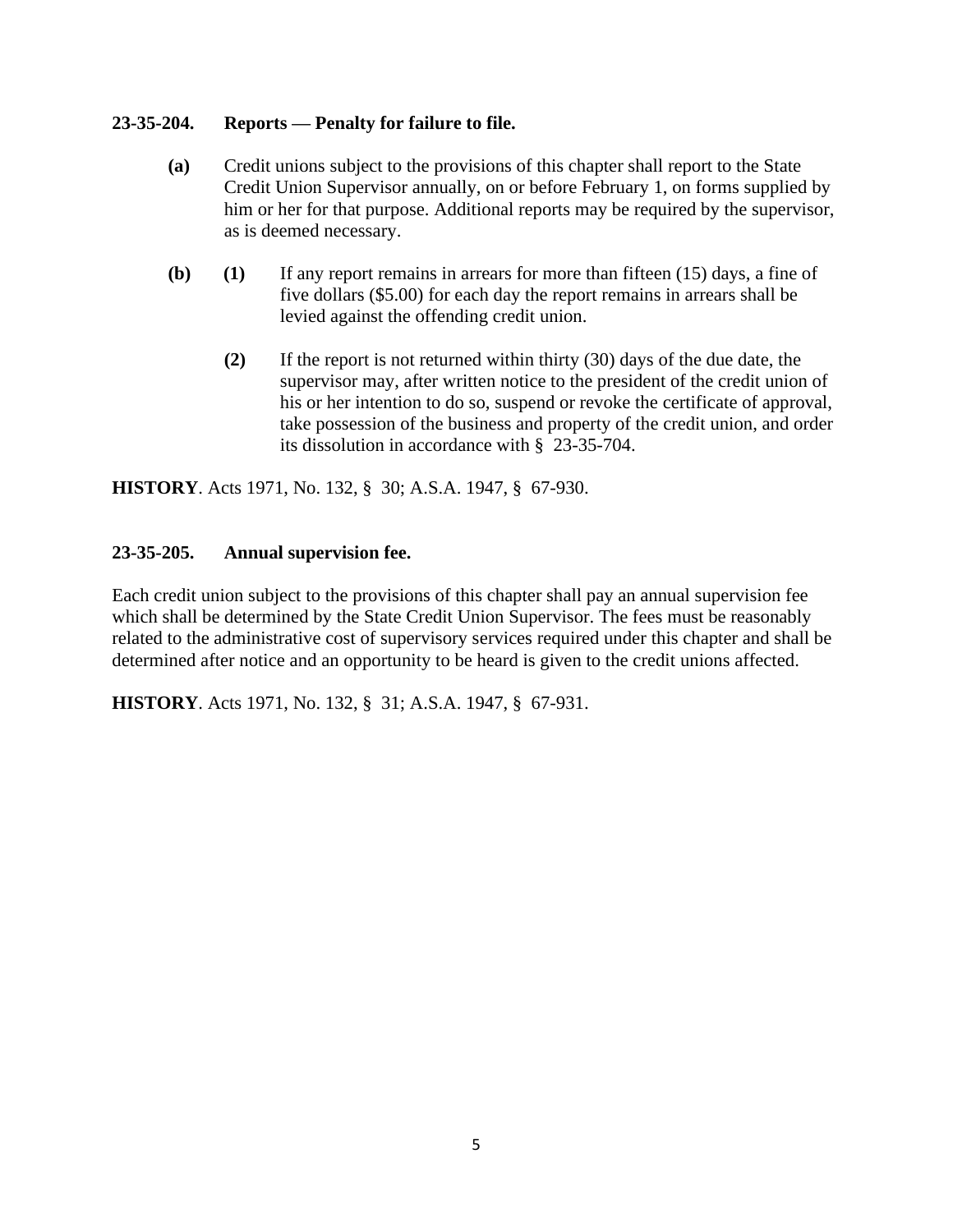**23-35-204. Reports — Penalty for failure to file.**

**(a)** Credit unions subject to the provisions of this chapter shall report to the State Credit Union Supervisor annually, on or before February 1, on forms supplied by him or her for that purpose. Additional reports may be required by the supervisor, as is deemed necessary.

**(b)** **(1)** If any report remains in arrears for more than fifteen (15) days, a fine of five dollars ($5.00) for each day the report remains in arrears shall be levied against the offending credit union.

**(2)** If the report is not returned within thirty (30) days of the due date, the supervisor may, after written notice to the president of the credit union of his or her intention to do so, suspend or revoke the certificate of approval, take possession of the business and property of the credit union, and order its dissolution in accordance with § 23-35-704.

**HISTORY**. Acts 1971, No. 132, § 30; A.S.A. 1947, § 67-930.

**23-35-205. Annual supervision fee.**

Each credit union subject to the provisions of this chapter shall pay an annual supervision fee which shall be determined by the State Credit Union Supervisor. The fees must be reasonably related to the administrative cost of supervisory services required under this chapter and shall be determined after notice and an opportunity to be heard is given to the credit unions affected.

**HISTORY**. Acts 1971, No. 132, § 31; A.S.A. 1947, § 67-931.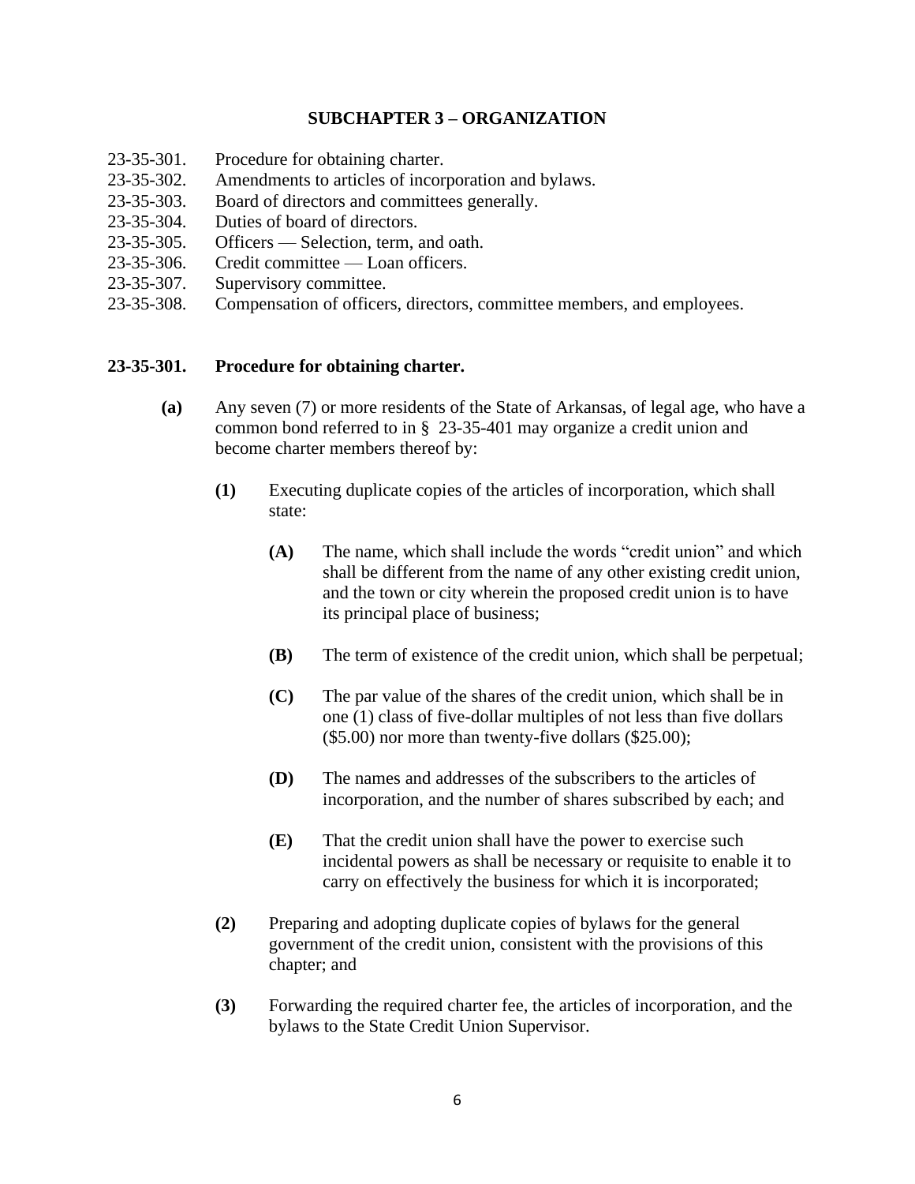## SUBCHAPTER 3 – ORGANIZATION

23-35-301. Procedure for obtaining charter.
23-35-302. Amendments to articles of incorporation and bylaws.
23-35-303. Board of directors and committees generally.
23-35-304. Duties of board of directors.
23-35-305. Officers — Selection, term, and oath.
23-35-306. Credit committee — Loan officers.
23-35-307. Supervisory committee.
23-35-308. Compensation of officers, directors, committee members, and employees.

### 23-35-301. Procedure for obtaining charter.

**(a)** Any seven (7) or more residents of the State of Arkansas, of legal age, who have a common bond referred to in § 23-35-401 may organize a credit union and become charter members thereof by:

**(1)** Executing duplicate copies of the articles of incorporation, which shall state:

**(A)** The name, which shall include the words "credit union" and which shall be different from the name of any other existing credit union, and the town or city wherein the proposed credit union is to have its principal place of business;

**(B)** The term of existence of the credit union, which shall be perpetual;

**(C)** The par value of the shares of the credit union, which shall be in one (1) class of five-dollar multiples of not less than five dollars ($5.00) nor more than twenty-five dollars ($25.00);

**(D)** The names and addresses of the subscribers to the articles of incorporation, and the number of shares subscribed by each; and

**(E)** That the credit union shall have the power to exercise such incidental powers as shall be necessary or requisite to enable it to carry on effectively the business for which it is incorporated;

**(2)** Preparing and adopting duplicate copies of bylaws for the general government of the credit union, consistent with the provisions of this chapter; and

**(3)** Forwarding the required charter fee, the articles of incorporation, and the bylaws to the State Credit Union Supervisor.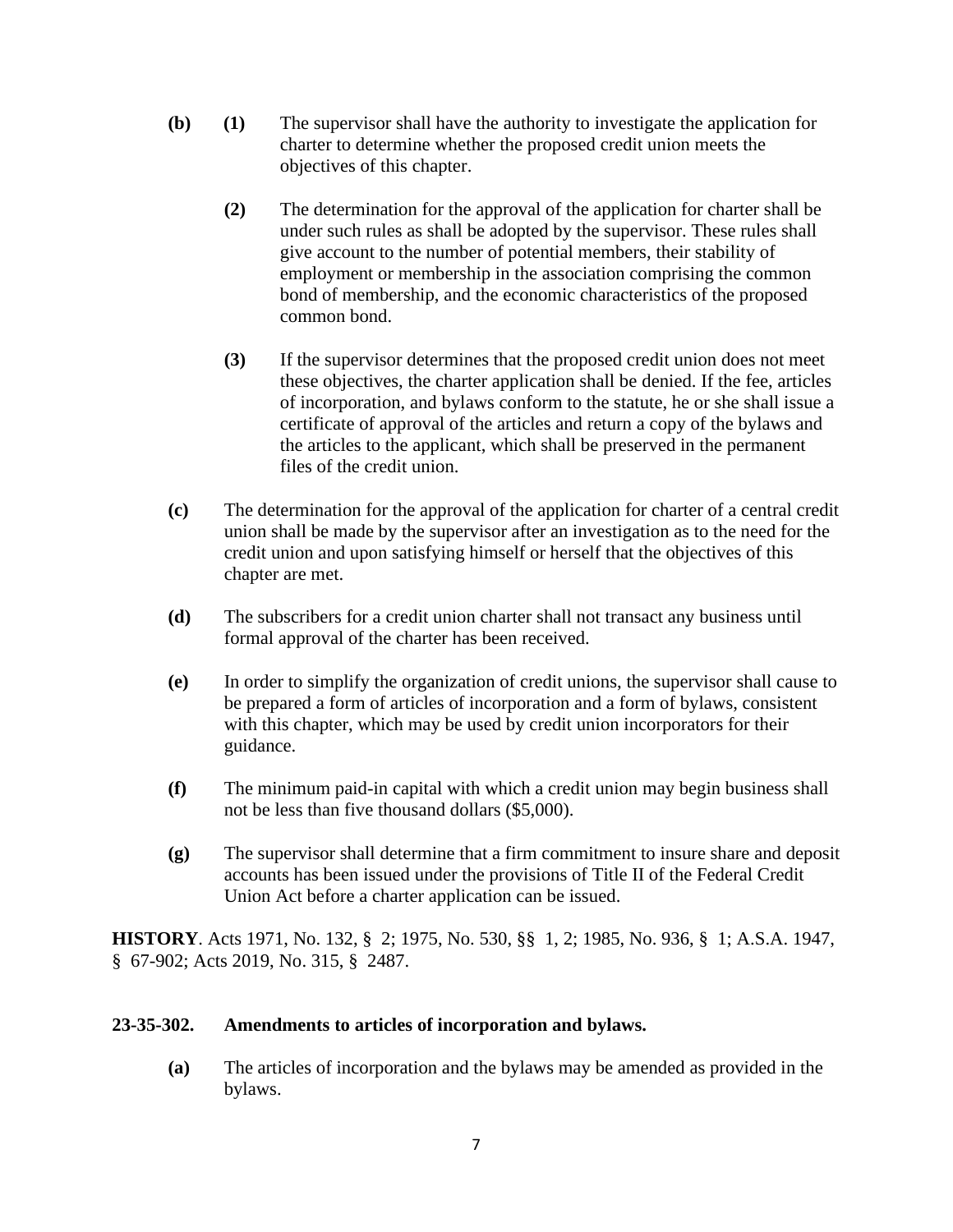**(b)** **(1)** The supervisor shall have the authority to investigate the application for charter to determine whether the proposed credit union meets the objectives of this chapter.

**(2)** The determination for the approval of the application for charter shall be under such rules as shall be adopted by the supervisor. These rules shall give account to the number of potential members, their stability of employment or membership in the association comprising the common bond of membership, and the economic characteristics of the proposed common bond.

**(3)** If the supervisor determines that the proposed credit union does not meet these objectives, the charter application shall be denied. If the fee, articles of incorporation, and bylaws conform to the statute, he or she shall issue a certificate of approval of the articles and return a copy of the bylaws and the articles to the applicant, which shall be preserved in the permanent files of the credit union.

**(c)** The determination for the approval of the application for charter of a central credit union shall be made by the supervisor after an investigation as to the need for the credit union and upon satisfying himself or herself that the objectives of this chapter are met.

**(d)** The subscribers for a credit union charter shall not transact any business until formal approval of the charter has been received.

**(e)** In order to simplify the organization of credit unions, the supervisor shall cause to be prepared a form of articles of incorporation and a form of bylaws, consistent with this chapter, which may be used by credit union incorporators for their guidance.

**(f)** The minimum paid-in capital with which a credit union may begin business shall not be less than five thousand dollars ($5,000).

**(g)** The supervisor shall determine that a firm commitment to insure share and deposit accounts has been issued under the provisions of Title II of the Federal Credit Union Act before a charter application can be issued.

**HISTORY**. Acts 1971, No. 132, § 2; 1975, No. 530, §§ 1, 2; 1985, No. 936, § 1; A.S.A. 1947, § 67-902; Acts 2019, No. 315, § 2487.

### 23-35-302. Amendments to articles of incorporation and bylaws.

**(a)** The articles of incorporation and the bylaws may be amended as provided in the bylaws.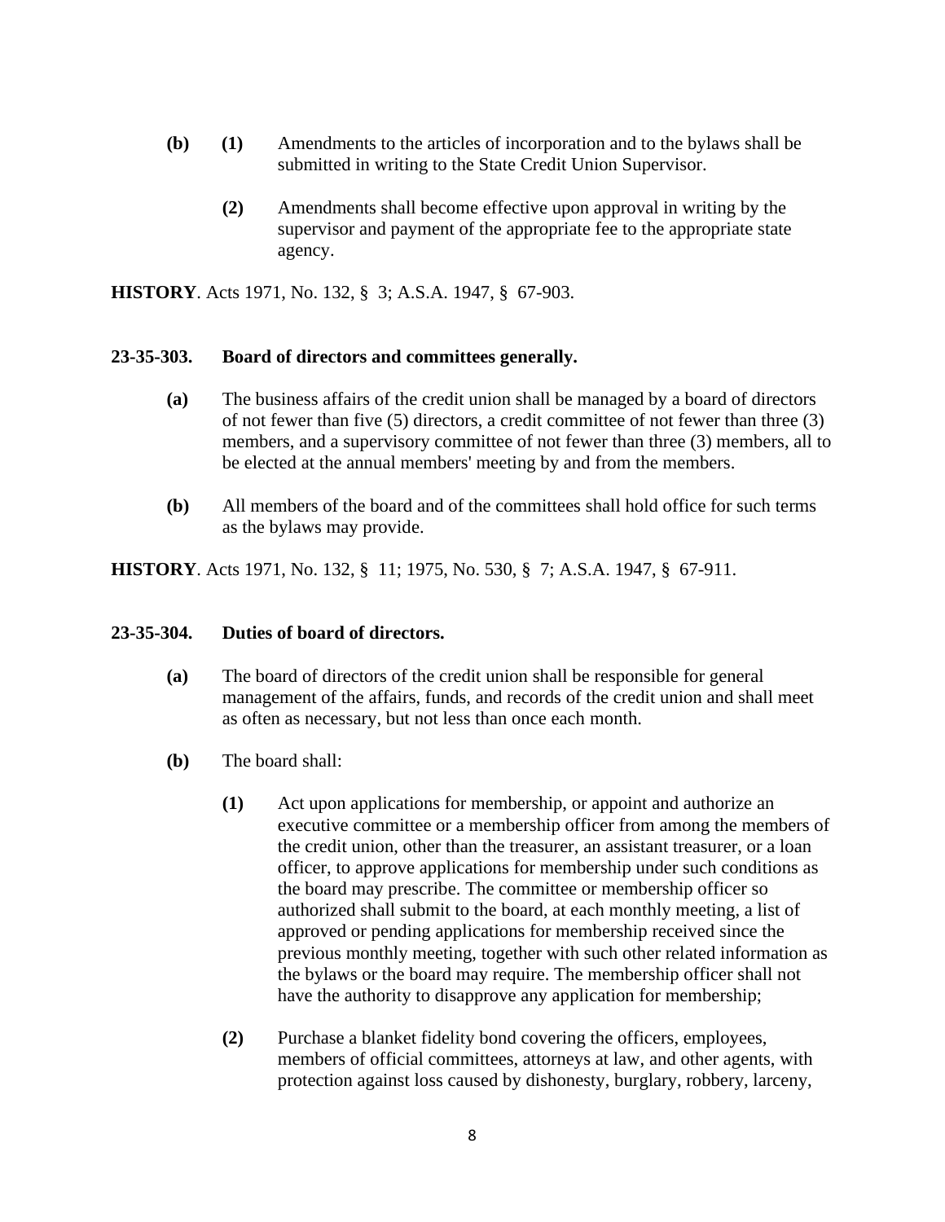**(b)** **(1)** Amendments to the articles of incorporation and to the bylaws shall be submitted in writing to the State Credit Union Supervisor.

**(2)** Amendments shall become effective upon approval in writing by the supervisor and payment of the appropriate fee to the appropriate state agency.

**HISTORY**. Acts 1971, No. 132, § 3; A.S.A. 1947, § 67-903.

### 23-35-303. Board of directors and committees generally.

**(a)** The business affairs of the credit union shall be managed by a board of directors of not fewer than five (5) directors, a credit committee of not fewer than three (3) members, and a supervisory committee of not fewer than three (3) members, all to be elected at the annual members' meeting by and from the members.

**(b)** All members of the board and of the committees shall hold office for such terms as the bylaws may provide.

**HISTORY**. Acts 1971, No. 132, § 11; 1975, No. 530, § 7; A.S.A. 1947, § 67-911.

### 23-35-304. Duties of board of directors.

**(a)** The board of directors of the credit union shall be responsible for general management of the affairs, funds, and records of the credit union and shall meet as often as necessary, but not less than once each month.

**(b)** The board shall:

**(1)** Act upon applications for membership, or appoint and authorize an executive committee or a membership officer from among the members of the credit union, other than the treasurer, an assistant treasurer, or a loan officer, to approve applications for membership under such conditions as the board may prescribe. The committee or membership officer so authorized shall submit to the board, at each monthly meeting, a list of approved or pending applications for membership received since the previous monthly meeting, together with such other related information as the bylaws or the board may require. The membership officer shall not have the authority to disapprove any application for membership;

**(2)** Purchase a blanket fidelity bond covering the officers, employees, members of official committees, attorneys at law, and other agents, with protection against loss caused by dishonesty, burglary, robbery, larceny,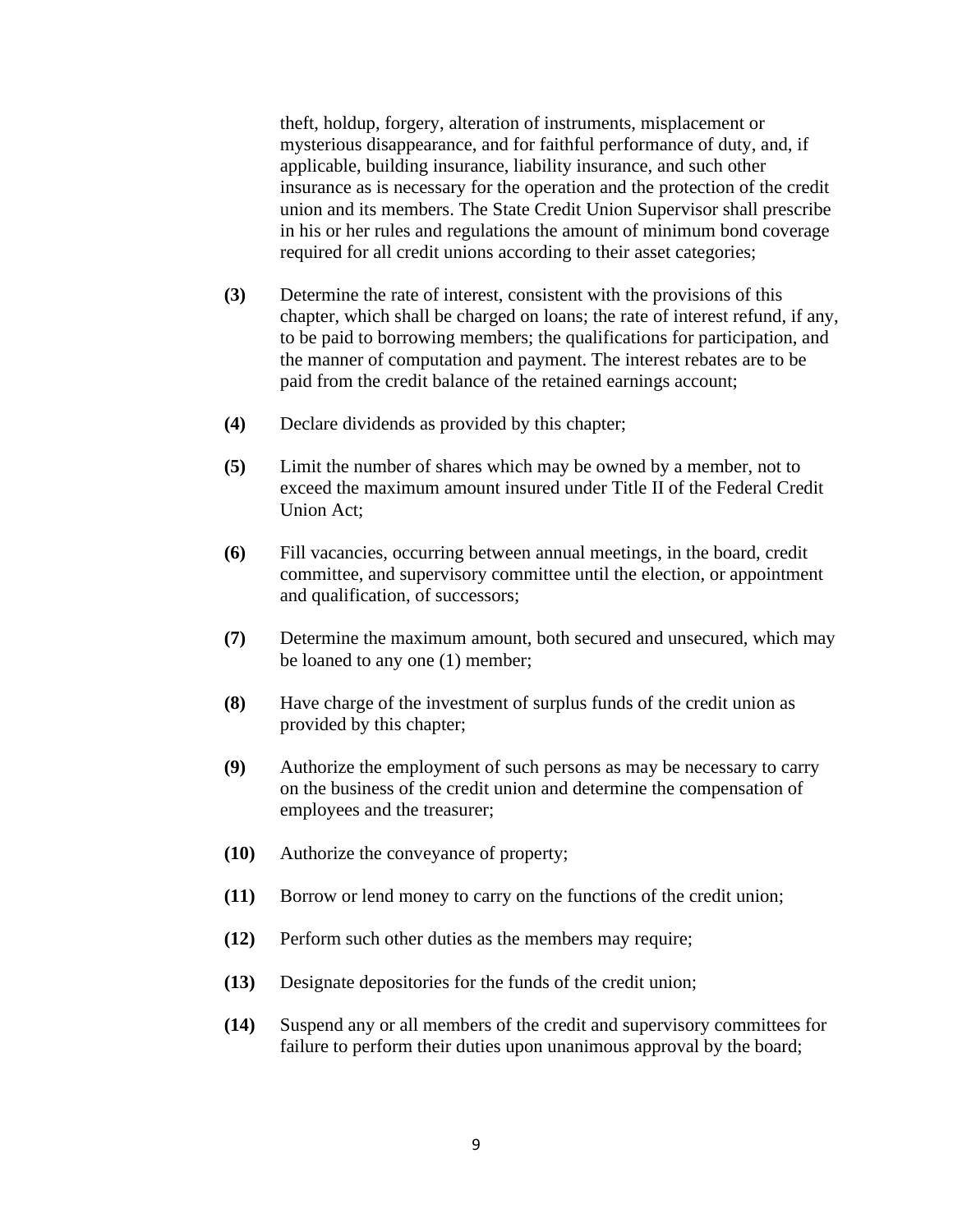theft, holdup, forgery, alteration of instruments, misplacement or mysterious disappearance, and for faithful performance of duty, and, if applicable, building insurance, liability insurance, and such other insurance as is necessary for the operation and the protection of the credit union and its members. The State Credit Union Supervisor shall prescribe in his or her rules and regulations the amount of minimum bond coverage required for all credit unions according to their asset categories;

**(3)** Determine the rate of interest, consistent with the provisions of this chapter, which shall be charged on loans; the rate of interest refund, if any, to be paid to borrowing members; the qualifications for participation, and the manner of computation and payment. The interest rebates are to be paid from the credit balance of the retained earnings account;

**(4)** Declare dividends as provided by this chapter;

**(5)** Limit the number of shares which may be owned by a member, not to exceed the maximum amount insured under Title II of the Federal Credit Union Act;

**(6)** Fill vacancies, occurring between annual meetings, in the board, credit committee, and supervisory committee until the election, or appointment and qualification, of successors;

**(7)** Determine the maximum amount, both secured and unsecured, which may be loaned to any one (1) member;

**(8)** Have charge of the investment of surplus funds of the credit union as provided by this chapter;

**(9)** Authorize the employment of such persons as may be necessary to carry on the business of the credit union and determine the compensation of employees and the treasurer;

**(10)** Authorize the conveyance of property;

**(11)** Borrow or lend money to carry on the functions of the credit union;

**(12)** Perform such other duties as the members may require;

**(13)** Designate depositories for the funds of the credit union;

**(14)** Suspend any or all members of the credit and supervisory committees for failure to perform their duties upon unanimous approval by the board;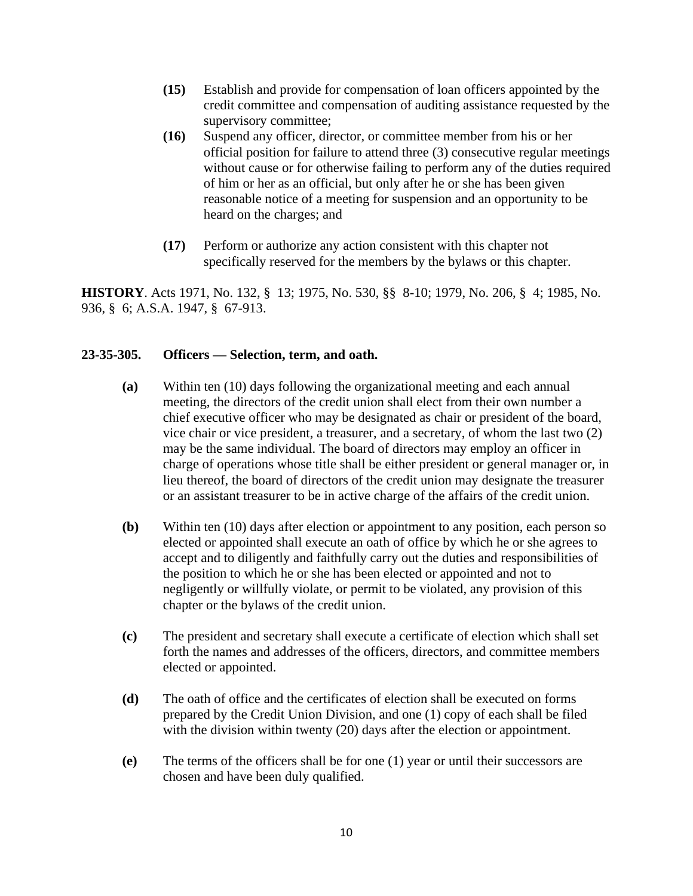**(15)** Establish and provide for compensation of loan officers appointed by the credit committee and compensation of auditing assistance requested by the supervisory committee;

**(16)** Suspend any officer, director, or committee member from his or her official position for failure to attend three (3) consecutive regular meetings without cause or for otherwise failing to perform any of the duties required of him or her as an official, but only after he or she has been given reasonable notice of a meeting for suspension and an opportunity to be heard on the charges; and

**(17)** Perform or authorize any action consistent with this chapter not specifically reserved for the members by the bylaws or this chapter.

**HISTORY**. Acts 1971, No. 132, § 13; 1975, No. 530, §§ 8-10; 1979, No. 206, § 4; 1985, No. 936, § 6; A.S.A. 1947, § 67-913.

### 23-35-305. Officers — Selection, term, and oath.

**(a)** Within ten (10) days following the organizational meeting and each annual meeting, the directors of the credit union shall elect from their own number a chief executive officer who may be designated as chair or president of the board, vice chair or vice president, a treasurer, and a secretary, of whom the last two (2) may be the same individual. The board of directors may employ an officer in charge of operations whose title shall be either president or general manager or, in lieu thereof, the board of directors of the credit union may designate the treasurer or an assistant treasurer to be in active charge of the affairs of the credit union.

**(b)** Within ten (10) days after election or appointment to any position, each person so elected or appointed shall execute an oath of office by which he or she agrees to accept and to diligently and faithfully carry out the duties and responsibilities of the position to which he or she has been elected or appointed and not to negligently or willfully violate, or permit to be violated, any provision of this chapter or the bylaws of the credit union.

**(c)** The president and secretary shall execute a certificate of election which shall set forth the names and addresses of the officers, directors, and committee members elected or appointed.

**(d)** The oath of office and the certificates of election shall be executed on forms prepared by the Credit Union Division, and one (1) copy of each shall be filed with the division within twenty (20) days after the election or appointment.

**(e)** The terms of the officers shall be for one (1) year or until their successors are chosen and have been duly qualified.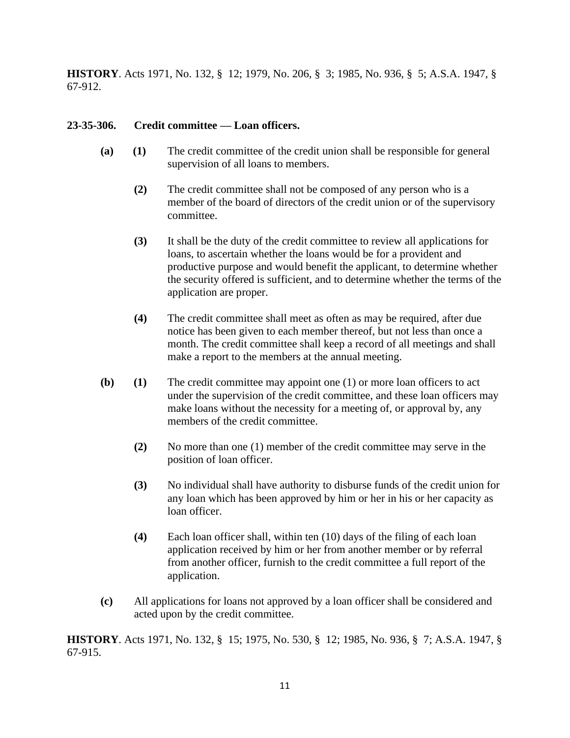**HISTORY**. Acts 1971, No. 132, § 12; 1979, No. 206, § 3; 1985, No. 936, § 5; A.S.A. 1947, § 67-912.

**23-35-306. Credit committee — Loan officers.**

**(a)** **(1)** The credit committee of the credit union shall be responsible for general supervision of all loans to members.

**(2)** The credit committee shall not be composed of any person who is a member of the board of directors of the credit union or of the supervisory committee.

**(3)** It shall be the duty of the credit committee to review all applications for loans, to ascertain whether the loans would be for a provident and productive purpose and would benefit the applicant, to determine whether the security offered is sufficient, and to determine whether the terms of the application are proper.

**(4)** The credit committee shall meet as often as may be required, after due notice has been given to each member thereof, but not less than once a month. The credit committee shall keep a record of all meetings and shall make a report to the members at the annual meeting.

**(b)** **(1)** The credit committee may appoint one (1) or more loan officers to act under the supervision of the credit committee, and these loan officers may make loans without the necessity for a meeting of, or approval by, any members of the credit committee.

**(2)** No more than one (1) member of the credit committee may serve in the position of loan officer.

**(3)** No individual shall have authority to disburse funds of the credit union for any loan which has been approved by him or her in his or her capacity as loan officer.

**(4)** Each loan officer shall, within ten (10) days of the filing of each loan application received by him or her from another member or by referral from another officer, furnish to the credit committee a full report of the application.

**(c)** All applications for loans not approved by a loan officer shall be considered and acted upon by the credit committee.

**HISTORY**. Acts 1971, No. 132, § 15; 1975, No. 530, § 12; 1985, No. 936, § 7; A.S.A. 1947, § 67-915.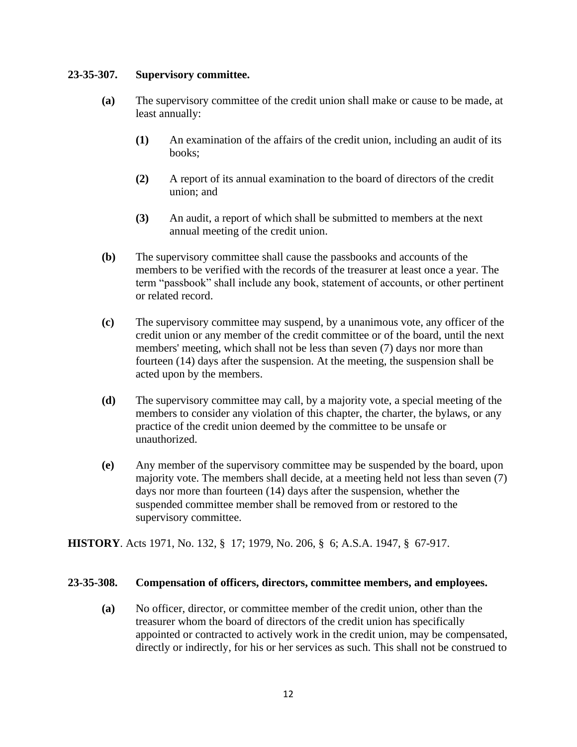### 23-35-307. Supervisory committee.

**(a)** The supervisory committee of the credit union shall make or cause to be made, at least annually:

**(1)** An examination of the affairs of the credit union, including an audit of its books;

**(2)** A report of its annual examination to the board of directors of the credit union; and

**(3)** An audit, a report of which shall be submitted to members at the next annual meeting of the credit union.

**(b)** The supervisory committee shall cause the passbooks and accounts of the members to be verified with the records of the treasurer at least once a year. The term "passbook" shall include any book, statement of accounts, or other pertinent or related record.

**(c)** The supervisory committee may suspend, by a unanimous vote, any officer of the credit union or any member of the credit committee or of the board, until the next members' meeting, which shall not be less than seven (7) days nor more than fourteen (14) days after the suspension. At the meeting, the suspension shall be acted upon by the members.

**(d)** The supervisory committee may call, by a majority vote, a special meeting of the members to consider any violation of this chapter, the charter, the bylaws, or any practice of the credit union deemed by the committee to be unsafe or unauthorized.

**(e)** Any member of the supervisory committee may be suspended by the board, upon majority vote. The members shall decide, at a meeting held not less than seven (7) days nor more than fourteen (14) days after the suspension, whether the suspended committee member shall be removed from or restored to the supervisory committee.

**HISTORY**. Acts 1971, No. 132, § 17; 1979, No. 206, § 6; A.S.A. 1947, § 67-917.

### 23-35-308. Compensation of officers, directors, committee members, and employees.

**(a)** No officer, director, or committee member of the credit union, other than the treasurer whom the board of directors of the credit union has specifically appointed or contracted to actively work in the credit union, may be compensated, directly or indirectly, for his or her services as such. This shall not be construed to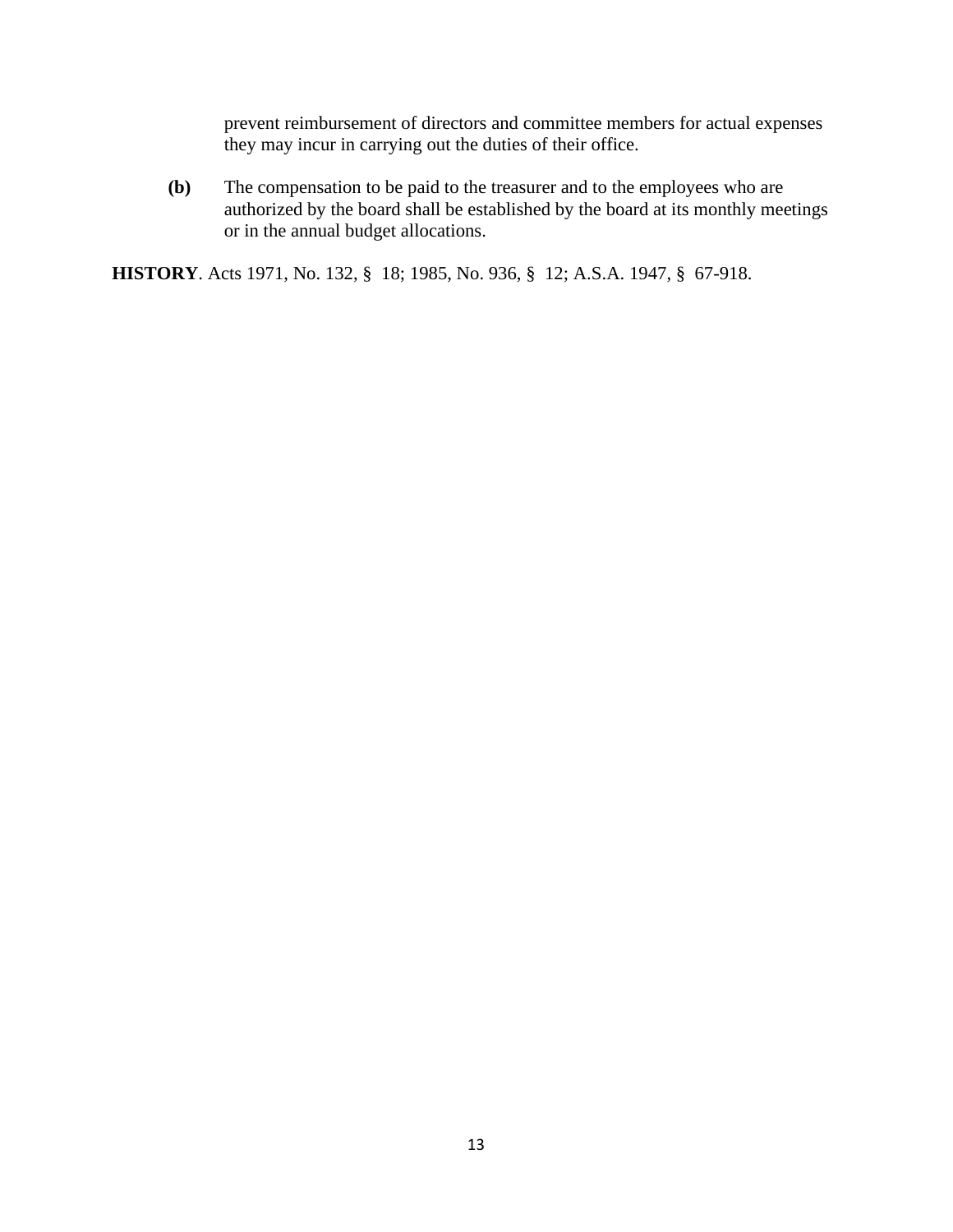prevent reimbursement of directors and committee members for actual expenses they may incur in carrying out the duties of their office.

**(b)** The compensation to be paid to the treasurer and to the employees who are authorized by the board shall be established by the board at its monthly meetings or in the annual budget allocations.

**HISTORY**. Acts 1971, No. 132, § 18; 1985, No. 936, § 12; A.S.A. 1947, § 67-918.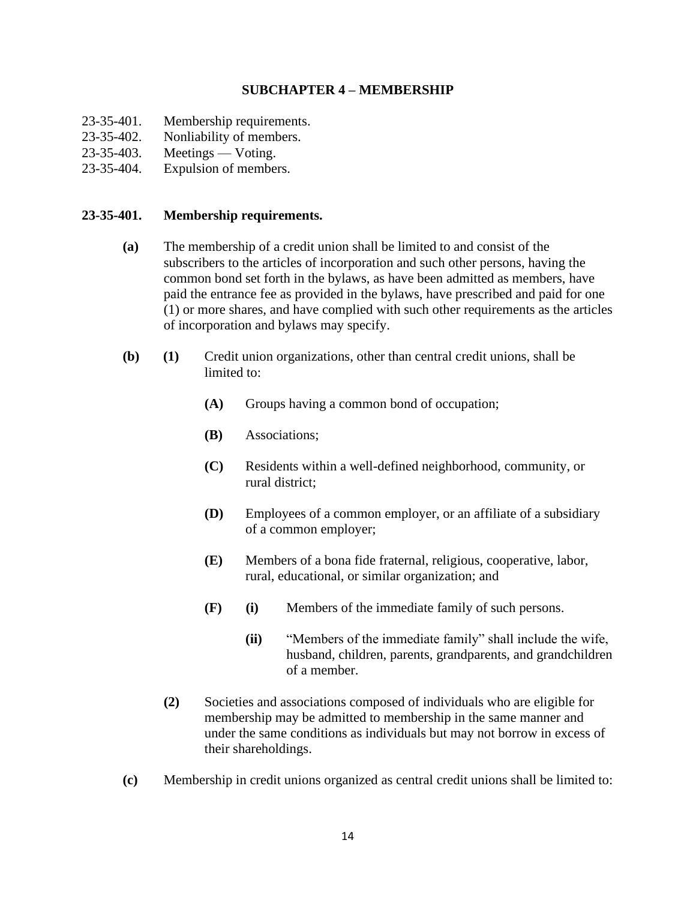## SUBCHAPTER 4 – MEMBERSHIP

23-35-401. Membership requirements.
23-35-402. Nonliability of members.
23-35-403. Meetings — Voting.
23-35-404. Expulsion of members.

### 23-35-401. Membership requirements.

**(a)** The membership of a credit union shall be limited to and consist of the subscribers to the articles of incorporation and such other persons, having the common bond set forth in the bylaws, as have been admitted as members, have paid the entrance fee as provided in the bylaws, have prescribed and paid for one (1) or more shares, and have complied with such other requirements as the articles of incorporation and bylaws may specify.

**(b)** **(1)** Credit union organizations, other than central credit unions, shall be limited to:

**(A)** Groups having a common bond of occupation;

**(B)** Associations;

**(C)** Residents within a well-defined neighborhood, community, or rural district;

**(D)** Employees of a common employer, or an affiliate of a subsidiary of a common employer;

**(E)** Members of a bona fide fraternal, religious, cooperative, labor, rural, educational, or similar organization; and

**(F)** **(i)** Members of the immediate family of such persons.

**(ii)** "Members of the immediate family" shall include the wife, husband, children, parents, grandparents, and grandchildren of a member.

**(2)** Societies and associations composed of individuals who are eligible for membership may be admitted to membership in the same manner and under the same conditions as individuals but may not borrow in excess of their shareholdings.

**(c)** Membership in credit unions organized as central credit unions shall be limited to: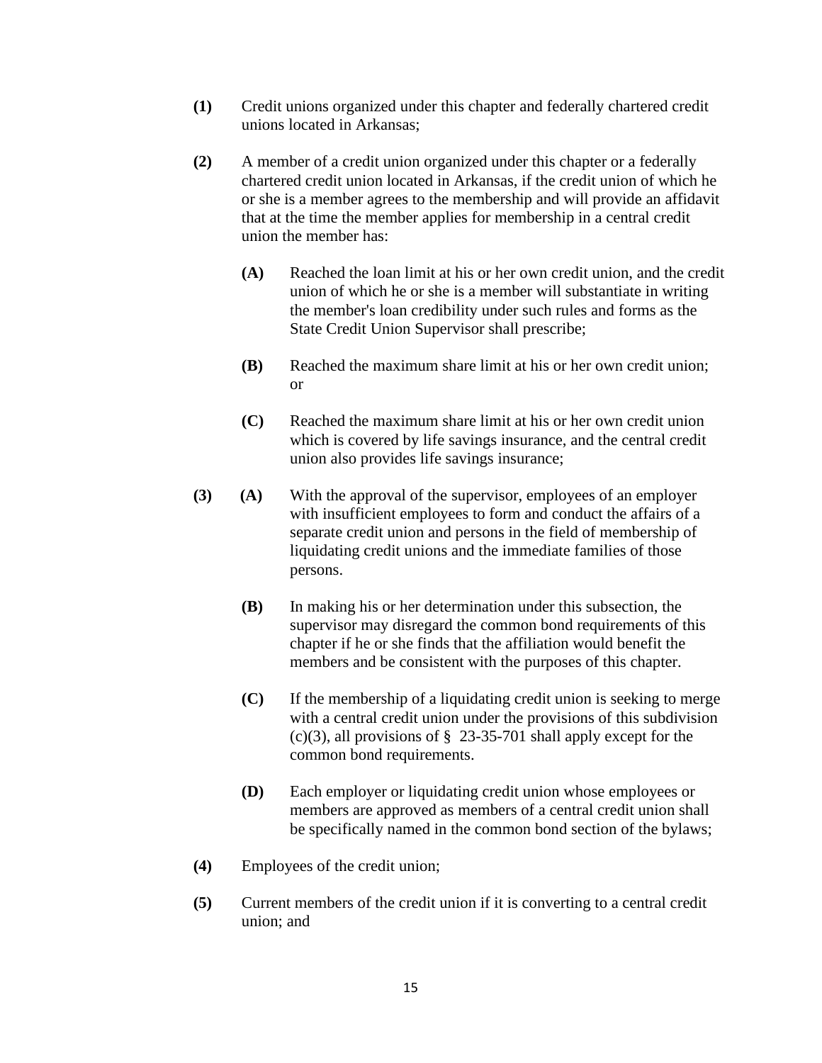**(1)** Credit unions organized under this chapter and federally chartered credit unions located in Arkansas;

**(2)** A member of a credit union organized under this chapter or a federally chartered credit union located in Arkansas, if the credit union of which he or she is a member agrees to the membership and will provide an affidavit that at the time the member applies for membership in a central credit union the member has:

> **(A)** Reached the loan limit at his or her own credit union, and the credit union of which he or she is a member will substantiate in writing the member's loan credibility under such rules and forms as the State Credit Union Supervisor shall prescribe;
>
> **(B)** Reached the maximum share limit at his or her own credit union; or
>
> **(C)** Reached the maximum share limit at his or her own credit union which is covered by life savings insurance, and the central credit union also provides life savings insurance;

**(3)** **(A)** With the approval of the supervisor, employees of an employer with insufficient employees to form and conduct the affairs of a separate credit union and persons in the field of membership of liquidating credit unions and the immediate families of those persons.

> **(B)** In making his or her determination under this subsection, the supervisor may disregard the common bond requirements of this chapter if he or she finds that the affiliation would benefit the members and be consistent with the purposes of this chapter.
>
> **(C)** If the membership of a liquidating credit union is seeking to merge with a central credit union under the provisions of this subdivision (c)(3), all provisions of § 23-35-701 shall apply except for the common bond requirements.
>
> **(D)** Each employer or liquidating credit union whose employees or members are approved as members of a central credit union shall be specifically named in the common bond section of the bylaws;

**(4)** Employees of the credit union;

**(5)** Current members of the credit union if it is converting to a central credit union; and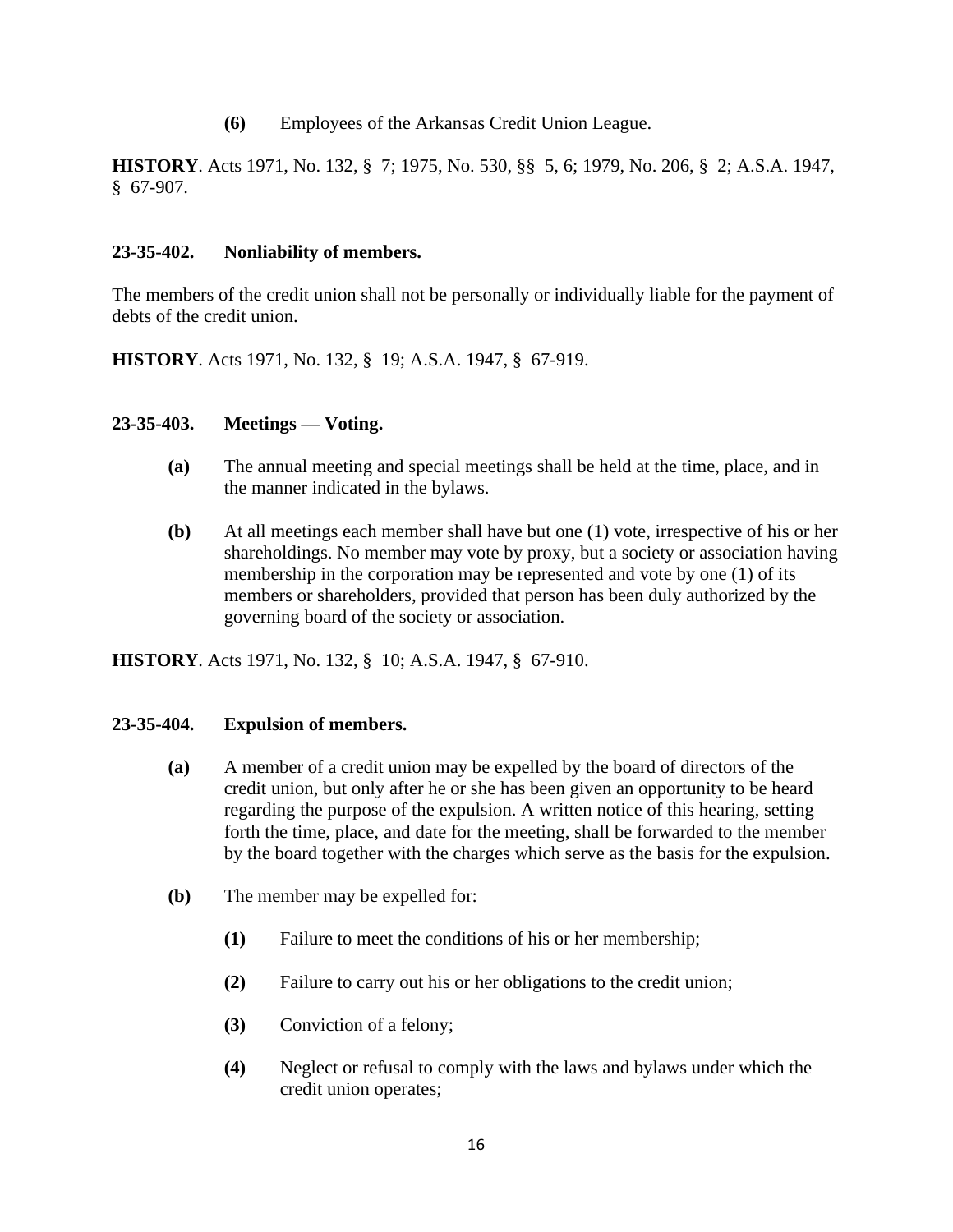**(6)** Employees of the Arkansas Credit Union League.

**HISTORY**. Acts 1971, No. 132, § 7; 1975, No. 530, §§ 5, 6; 1979, No. 206, § 2; A.S.A. 1947, § 67-907.

### 23-35-402. Nonliability of members.

The members of the credit union shall not be personally or individually liable for the payment of debts of the credit union.

**HISTORY**. Acts 1971, No. 132, § 19; A.S.A. 1947, § 67-919.

### 23-35-403. Meetings — Voting.

**(a)** The annual meeting and special meetings shall be held at the time, place, and in the manner indicated in the bylaws.

**(b)** At all meetings each member shall have but one (1) vote, irrespective of his or her shareholdings. No member may vote by proxy, but a society or association having membership in the corporation may be represented and vote by one (1) of its members or shareholders, provided that person has been duly authorized by the governing board of the society or association.

**HISTORY**. Acts 1971, No. 132, § 10; A.S.A. 1947, § 67-910.

### 23-35-404. Expulsion of members.

**(a)** A member of a credit union may be expelled by the board of directors of the credit union, but only after he or she has been given an opportunity to be heard regarding the purpose of the expulsion. A written notice of this hearing, setting forth the time, place, and date for the meeting, shall be forwarded to the member by the board together with the charges which serve as the basis for the expulsion.

**(b)** The member may be expelled for:

**(1)** Failure to meet the conditions of his or her membership;

**(2)** Failure to carry out his or her obligations to the credit union;

**(3)** Conviction of a felony;

**(4)** Neglect or refusal to comply with the laws and bylaws under which the credit union operates;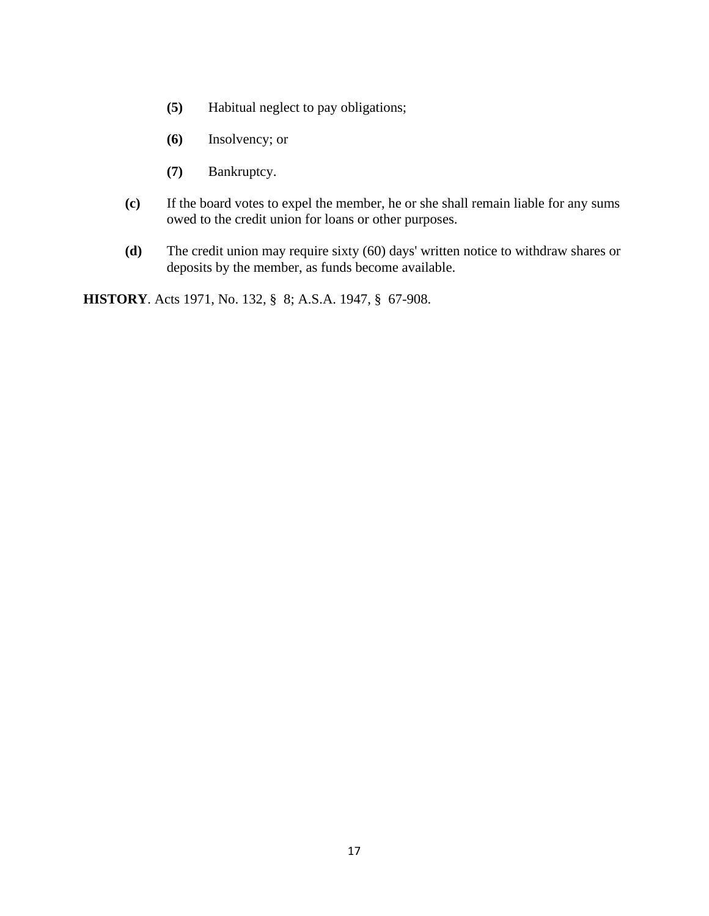**(5)** Habitual neglect to pay obligations;

**(6)** Insolvency; or

**(7)** Bankruptcy.

**(c)** If the board votes to expel the member, he or she shall remain liable for any sums owed to the credit union for loans or other purposes.

**(d)** The credit union may require sixty (60) days' written notice to withdraw shares or deposits by the member, as funds become available.

**HISTORY**. Acts 1971, No. 132, § 8; A.S.A. 1947, § 67-908.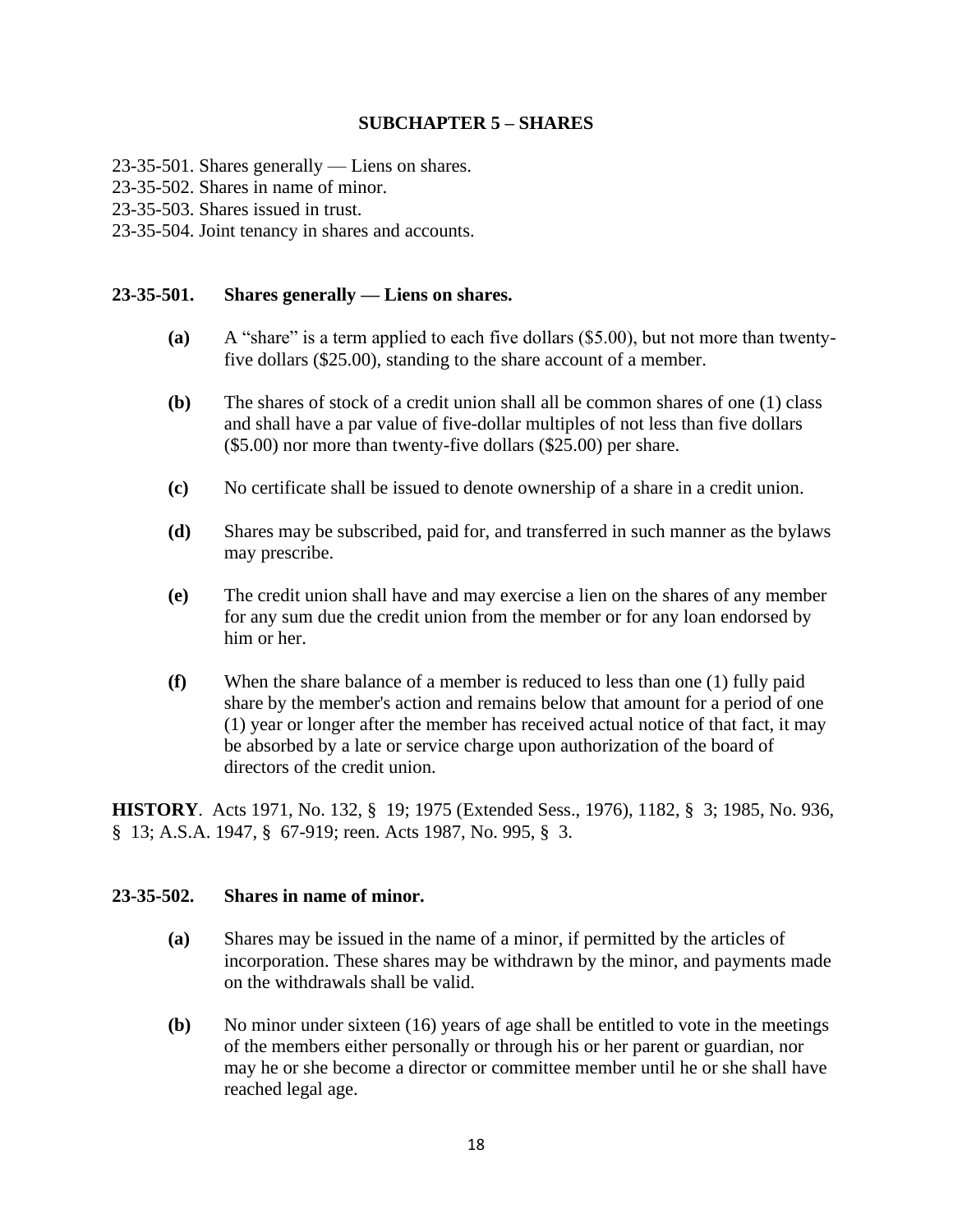## SUBCHAPTER 5 – SHARES

23-35-501. Shares generally — Liens on shares.
23-35-502. Shares in name of minor.
23-35-503. Shares issued in trust.
23-35-504. Joint tenancy in shares and accounts.

### 23-35-501. Shares generally — Liens on shares.

**(a)** A "share" is a term applied to each five dollars ($5.00), but not more than twenty-five dollars ($25.00), standing to the share account of a member.

**(b)** The shares of stock of a credit union shall all be common shares of one (1) class and shall have a par value of five-dollar multiples of not less than five dollars ($5.00) nor more than twenty-five dollars ($25.00) per share.

**(c)** No certificate shall be issued to denote ownership of a share in a credit union.

**(d)** Shares may be subscribed, paid for, and transferred in such manner as the bylaws may prescribe.

**(e)** The credit union shall have and may exercise a lien on the shares of any member for any sum due the credit union from the member or for any loan endorsed by him or her.

**(f)** When the share balance of a member is reduced to less than one (1) fully paid share by the member's action and remains below that amount for a period of one (1) year or longer after the member has received actual notice of that fact, it may be absorbed by a late or service charge upon authorization of the board of directors of the credit union.

**HISTORY**. Acts 1971, No. 132, § 19; 1975 (Extended Sess., 1976), 1182, § 3; 1985, No. 936, § 13; A.S.A. 1947, § 67-919; reen. Acts 1987, No. 995, § 3.

### 23-35-502. Shares in name of minor.

**(a)** Shares may be issued in the name of a minor, if permitted by the articles of incorporation. These shares may be withdrawn by the minor, and payments made on the withdrawals shall be valid.

**(b)** No minor under sixteen (16) years of age shall be entitled to vote in the meetings of the members either personally or through his or her parent or guardian, nor may he or she become a director or committee member until he or she shall have reached legal age.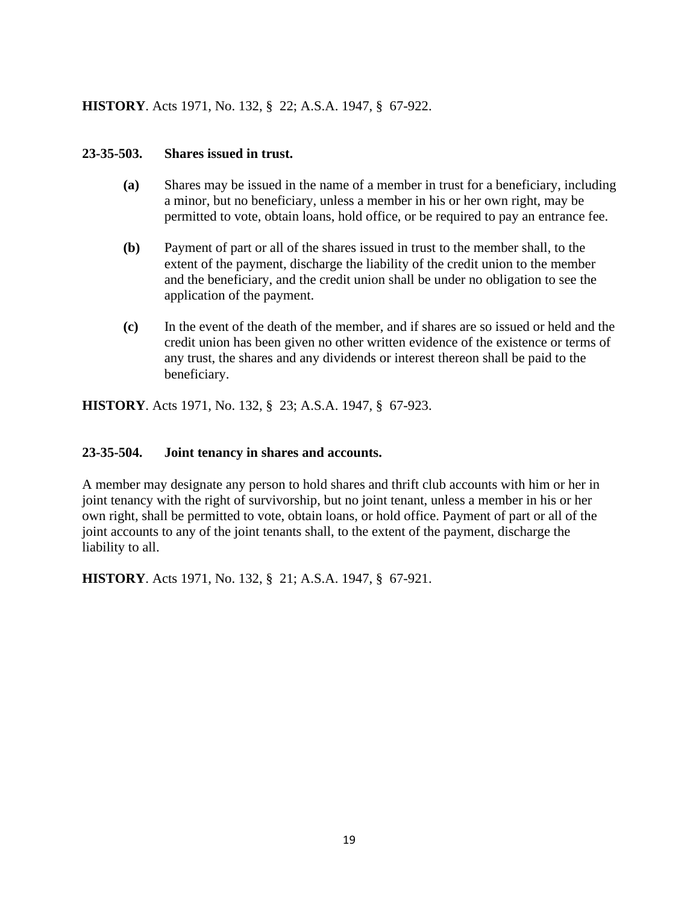**HISTORY**. Acts 1971, No. 132, § 22; A.S.A. 1947, § 67-922.

**23-35-503. Shares issued in trust.**

**(a)** Shares may be issued in the name of a member in trust for a beneficiary, including a minor, but no beneficiary, unless a member in his or her own right, may be permitted to vote, obtain loans, hold office, or be required to pay an entrance fee.

**(b)** Payment of part or all of the shares issued in trust to the member shall, to the extent of the payment, discharge the liability of the credit union to the member and the beneficiary, and the credit union shall be under no obligation to see the application of the payment.

**(c)** In the event of the death of the member, and if shares are so issued or held and the credit union has been given no other written evidence of the existence or terms of any trust, the shares and any dividends or interest thereon shall be paid to the beneficiary.

**HISTORY**. Acts 1971, No. 132, § 23; A.S.A. 1947, § 67-923.

**23-35-504. Joint tenancy in shares and accounts.**

A member may designate any person to hold shares and thrift club accounts with him or her in joint tenancy with the right of survivorship, but no joint tenant, unless a member in his or her own right, shall be permitted to vote, obtain loans, or hold office. Payment of part or all of the joint accounts to any of the joint tenants shall, to the extent of the payment, discharge the liability to all.

**HISTORY**. Acts 1971, No. 132, § 21; A.S.A. 1947, § 67-921.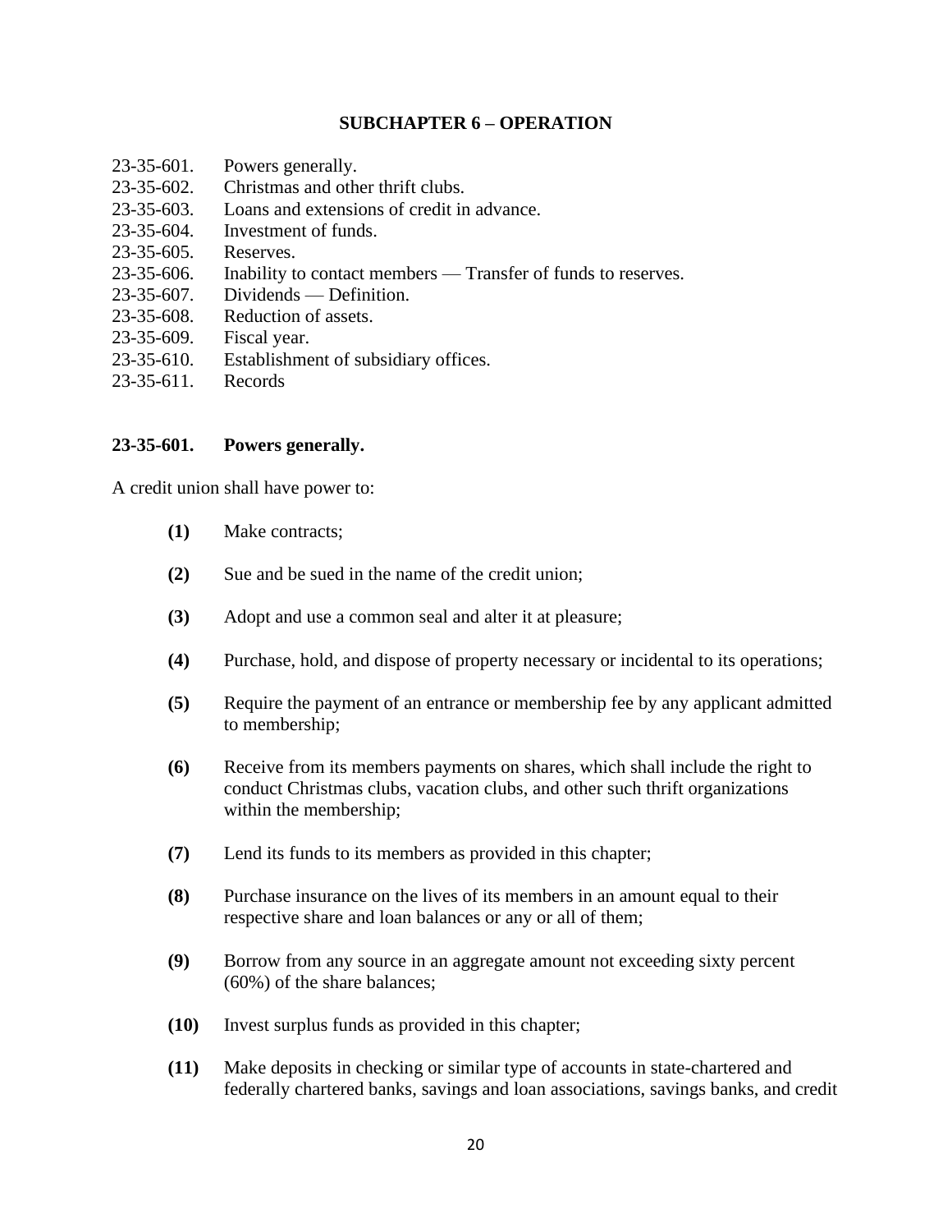## SUBCHAPTER 6 – OPERATION

23-35-601. Powers generally.
23-35-602. Christmas and other thrift clubs.
23-35-603. Loans and extensions of credit in advance.
23-35-604. Investment of funds.
23-35-605. Reserves.
23-35-606. Inability to contact members — Transfer of funds to reserves.
23-35-607. Dividends — Definition.
23-35-608. Reduction of assets.
23-35-609. Fiscal year.
23-35-610. Establishment of subsidiary offices.
23-35-611. Records

### 23-35-601. Powers generally.

A credit union shall have power to:

**(1)** Make contracts;

**(2)** Sue and be sued in the name of the credit union;

**(3)** Adopt and use a common seal and alter it at pleasure;

**(4)** Purchase, hold, and dispose of property necessary or incidental to its operations;

**(5)** Require the payment of an entrance or membership fee by any applicant admitted to membership;

**(6)** Receive from its members payments on shares, which shall include the right to conduct Christmas clubs, vacation clubs, and other such thrift organizations within the membership;

**(7)** Lend its funds to its members as provided in this chapter;

**(8)** Purchase insurance on the lives of its members in an amount equal to their respective share and loan balances or any or all of them;

**(9)** Borrow from any source in an aggregate amount not exceeding sixty percent (60%) of the share balances;

**(10)** Invest surplus funds as provided in this chapter;

**(11)** Make deposits in checking or similar type of accounts in state-chartered and federally chartered banks, savings and loan associations, savings banks, and credit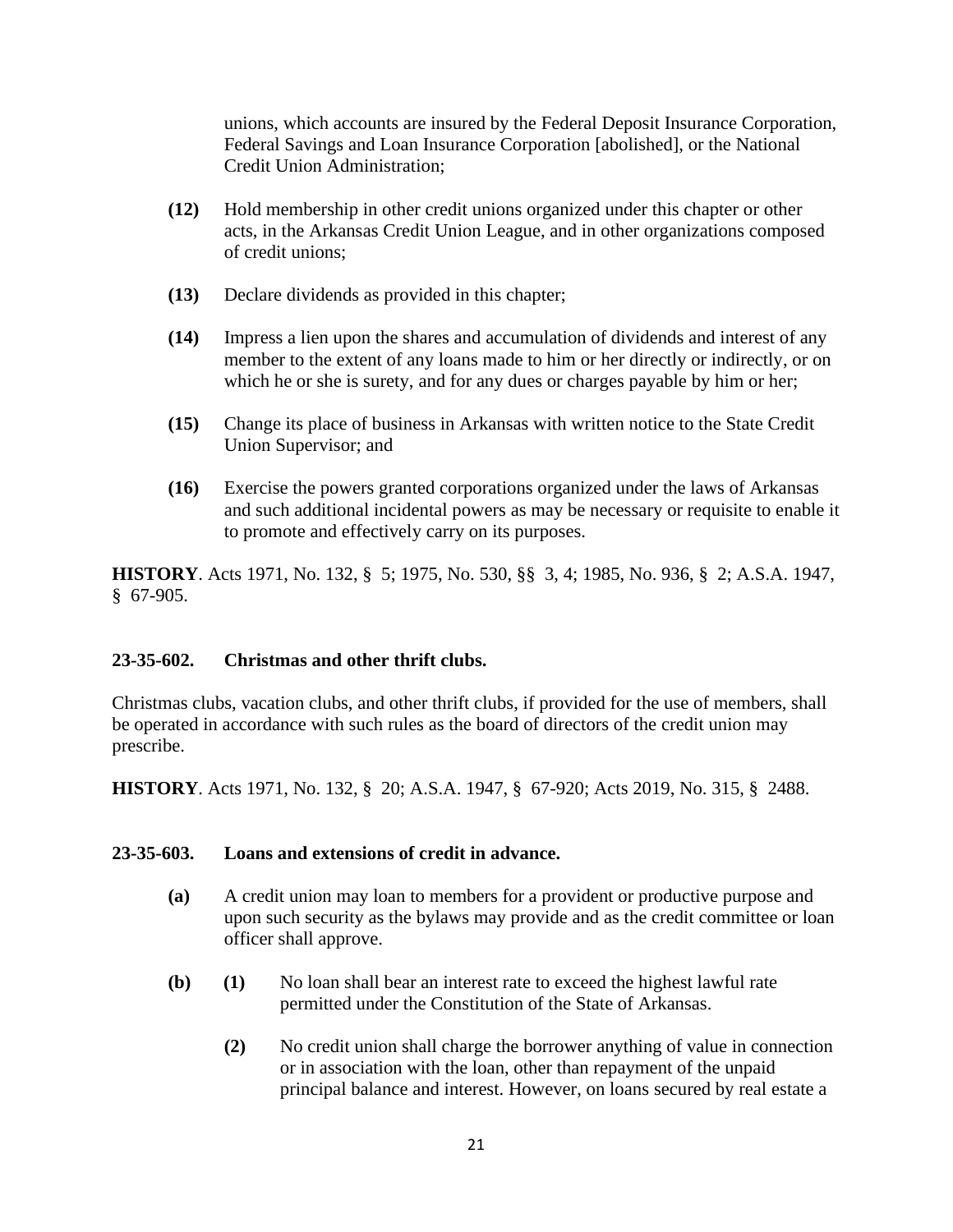unions, which accounts are insured by the Federal Deposit Insurance Corporation, Federal Savings and Loan Insurance Corporation [abolished], or the National Credit Union Administration;

**(12)** Hold membership in other credit unions organized under this chapter or other acts, in the Arkansas Credit Union League, and in other organizations composed of credit unions;

**(13)** Declare dividends as provided in this chapter;

**(14)** Impress a lien upon the shares and accumulation of dividends and interest of any member to the extent of any loans made to him or her directly or indirectly, or on which he or she is surety, and for any dues or charges payable by him or her;

**(15)** Change its place of business in Arkansas with written notice to the State Credit Union Supervisor; and

**(16)** Exercise the powers granted corporations organized under the laws of Arkansas and such additional incidental powers as may be necessary or requisite to enable it to promote and effectively carry on its purposes.

**HISTORY**. Acts 1971, No. 132, § 5; 1975, No. 530, §§ 3, 4; 1985, No. 936, § 2; A.S.A. 1947, § 67-905.

### 23-35-602. Christmas and other thrift clubs.

Christmas clubs, vacation clubs, and other thrift clubs, if provided for the use of members, shall be operated in accordance with such rules as the board of directors of the credit union may prescribe.

**HISTORY**. Acts 1971, No. 132, § 20; A.S.A. 1947, § 67-920; Acts 2019, No. 315, § 2488.

### 23-35-603. Loans and extensions of credit in advance.

**(a)** A credit union may loan to members for a provident or productive purpose and upon such security as the bylaws may provide and as the credit committee or loan officer shall approve.

**(b)** **(1)** No loan shall bear an interest rate to exceed the highest lawful rate permitted under the Constitution of the State of Arkansas.

**(2)** No credit union shall charge the borrower anything of value in connection or in association with the loan, other than repayment of the unpaid principal balance and interest. However, on loans secured by real estate a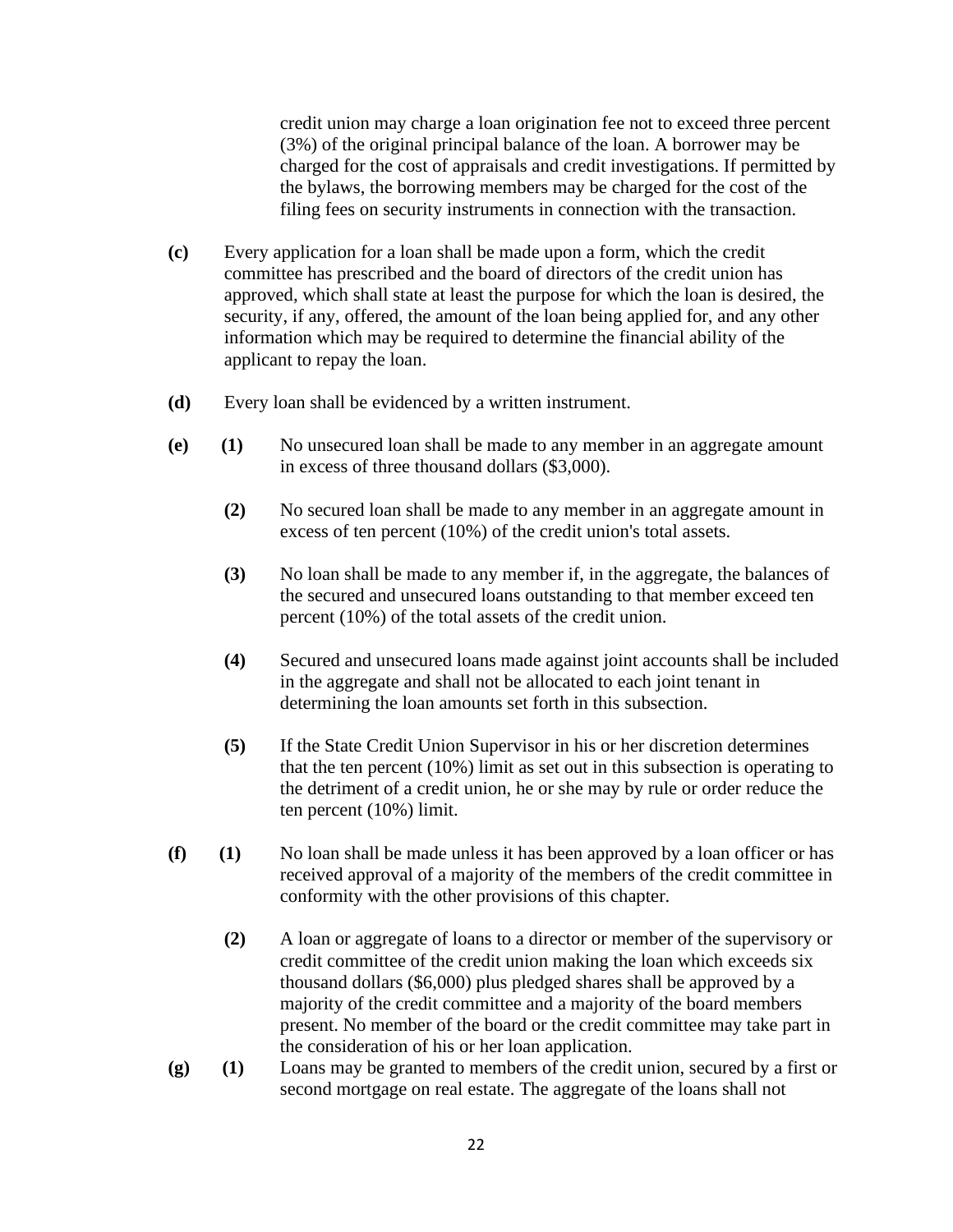credit union may charge a loan origination fee not to exceed three percent (3%) of the original principal balance of the loan. A borrower may be charged for the cost of appraisals and credit investigations. If permitted by the bylaws, the borrowing members may be charged for the cost of the filing fees on security instruments in connection with the transaction.

**(c)** Every application for a loan shall be made upon a form, which the credit committee has prescribed and the board of directors of the credit union has approved, which shall state at least the purpose for which the loan is desired, the security, if any, offered, the amount of the loan being applied for, and any other information which may be required to determine the financial ability of the applicant to repay the loan.

**(d)** Every loan shall be evidenced by a written instrument.

**(e)** **(1)** No unsecured loan shall be made to any member in an aggregate amount in excess of three thousand dollars ($3,000).

**(2)** No secured loan shall be made to any member in an aggregate amount in excess of ten percent (10%) of the credit union's total assets.

**(3)** No loan shall be made to any member if, in the aggregate, the balances of the secured and unsecured loans outstanding to that member exceed ten percent (10%) of the total assets of the credit union.

**(4)** Secured and unsecured loans made against joint accounts shall be included in the aggregate and shall not be allocated to each joint tenant in determining the loan amounts set forth in this subsection.

**(5)** If the State Credit Union Supervisor in his or her discretion determines that the ten percent (10%) limit as set out in this subsection is operating to the detriment of a credit union, he or she may by rule or order reduce the ten percent (10%) limit.

**(f)** **(1)** No loan shall be made unless it has been approved by a loan officer or has received approval of a majority of the members of the credit committee in conformity with the other provisions of this chapter.

**(2)** A loan or aggregate of loans to a director or member of the supervisory or credit committee of the credit union making the loan which exceeds six thousand dollars ($6,000) plus pledged shares shall be approved by a majority of the credit committee and a majority of the board members present. No member of the board or the credit committee may take part in the consideration of his or her loan application.

**(g)** **(1)** Loans may be granted to members of the credit union, secured by a first or second mortgage on real estate. The aggregate of the loans shall not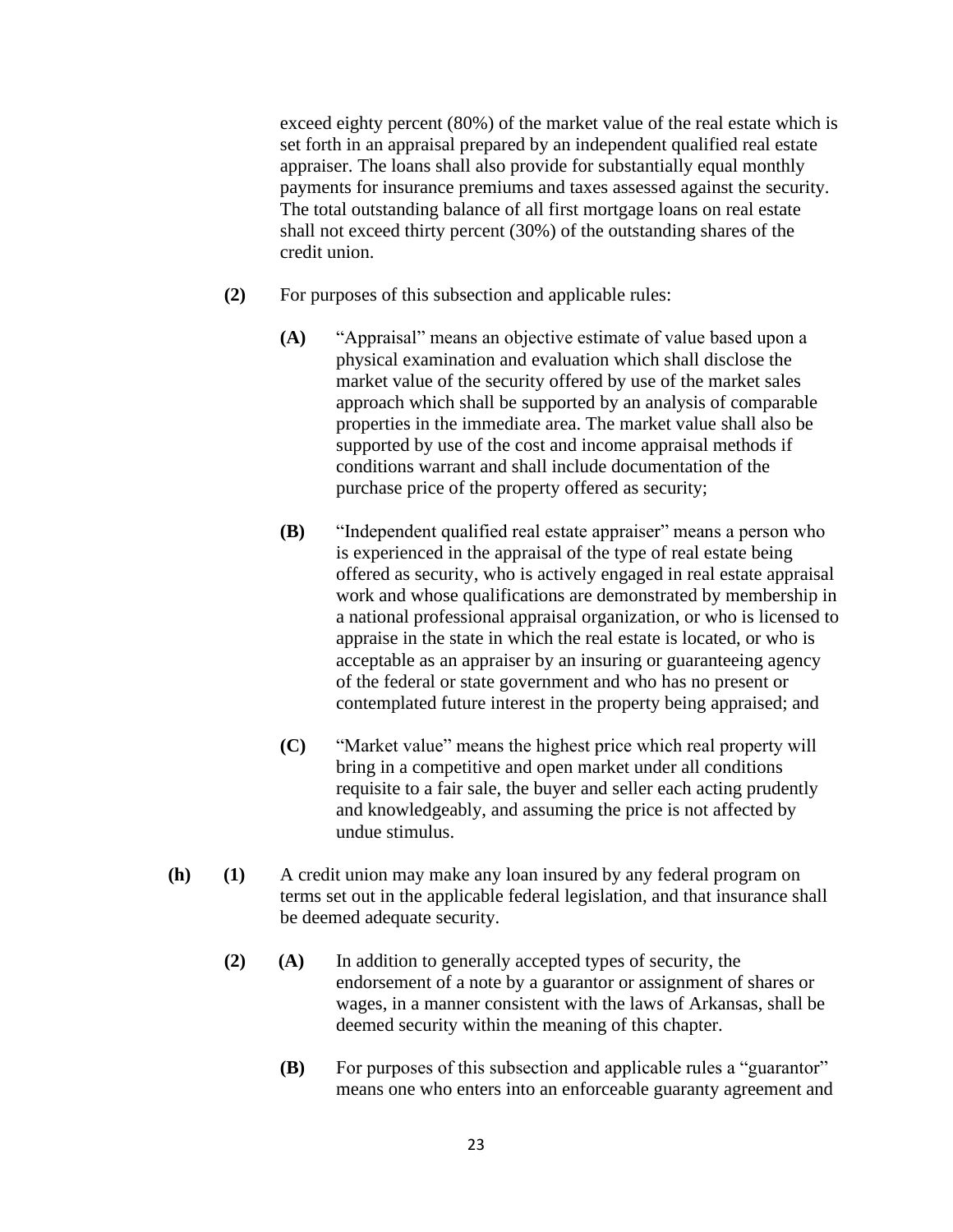exceed eighty percent (80%) of the market value of the real estate which is set forth in an appraisal prepared by an independent qualified real estate appraiser. The loans shall also provide for substantially equal monthly payments for insurance premiums and taxes assessed against the security. The total outstanding balance of all first mortgage loans on real estate shall not exceed thirty percent (30%) of the outstanding shares of the credit union.

**(2)** For purposes of this subsection and applicable rules:

**(A)** "Appraisal" means an objective estimate of value based upon a physical examination and evaluation which shall disclose the market value of the security offered by use of the market sales approach which shall be supported by an analysis of comparable properties in the immediate area. The market value shall also be supported by use of the cost and income appraisal methods if conditions warrant and shall include documentation of the purchase price of the property offered as security;

**(B)** "Independent qualified real estate appraiser" means a person who is experienced in the appraisal of the type of real estate being offered as security, who is actively engaged in real estate appraisal work and whose qualifications are demonstrated by membership in a national professional appraisal organization, or who is licensed to appraise in the state in which the real estate is located, or who is acceptable as an appraiser by an insuring or guaranteeing agency of the federal or state government and who has no present or contemplated future interest in the property being appraised; and

**(C)** "Market value" means the highest price which real property will bring in a competitive and open market under all conditions requisite to a fair sale, the buyer and seller each acting prudently and knowledgeably, and assuming the price is not affected by undue stimulus.

**(h)** **(1)** A credit union may make any loan insured by any federal program on terms set out in the applicable federal legislation, and that insurance shall be deemed adequate security.

**(2)** **(A)** In addition to generally accepted types of security, the endorsement of a note by a guarantor or assignment of shares or wages, in a manner consistent with the laws of Arkansas, shall be deemed security within the meaning of this chapter.

**(B)** For purposes of this subsection and applicable rules a "guarantor" means one who enters into an enforceable guaranty agreement and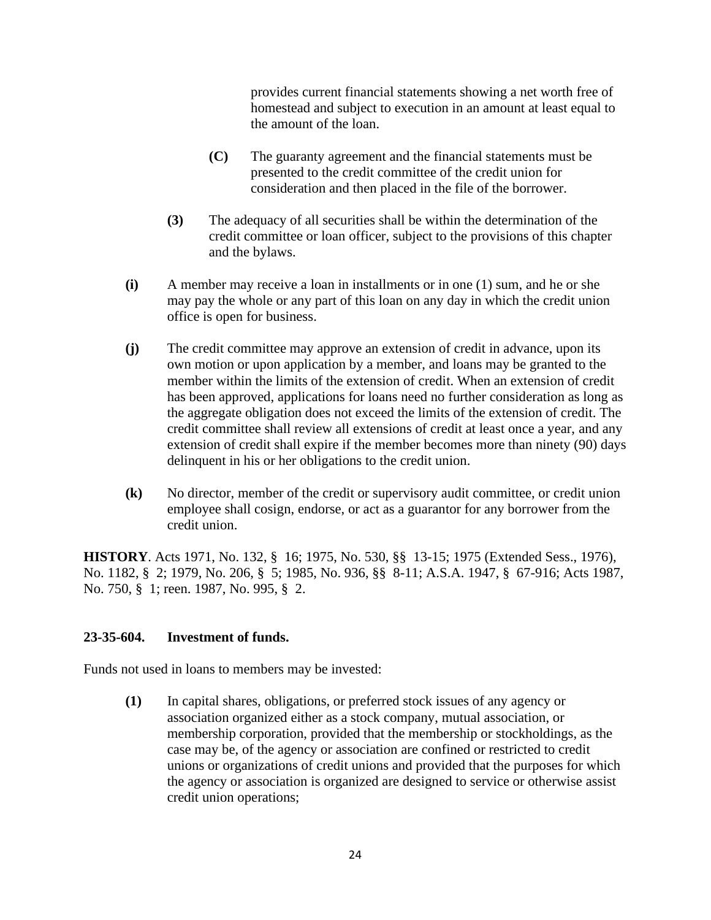provides current financial statements showing a net worth free of homestead and subject to execution in an amount at least equal to the amount of the loan.

**(C)** The guaranty agreement and the financial statements must be presented to the credit committee of the credit union for consideration and then placed in the file of the borrower.

**(3)** The adequacy of all securities shall be within the determination of the credit committee or loan officer, subject to the provisions of this chapter and the bylaws.

**(i)** A member may receive a loan in installments or in one (1) sum, and he or she may pay the whole or any part of this loan on any day in which the credit union office is open for business.

**(j)** The credit committee may approve an extension of credit in advance, upon its own motion or upon application by a member, and loans may be granted to the member within the limits of the extension of credit. When an extension of credit has been approved, applications for loans need no further consideration as long as the aggregate obligation does not exceed the limits of the extension of credit. The credit committee shall review all extensions of credit at least once a year, and any extension of credit shall expire if the member becomes more than ninety (90) days delinquent in his or her obligations to the credit union.

**(k)** No director, member of the credit or supervisory audit committee, or credit union employee shall cosign, endorse, or act as a guarantor for any borrower from the credit union.

**HISTORY**. Acts 1971, No. 132, § 16; 1975, No. 530, §§ 13-15; 1975 (Extended Sess., 1976), No. 1182, § 2; 1979, No. 206, § 5; 1985, No. 936, §§ 8-11; A.S.A. 1947, § 67-916; Acts 1987, No. 750, § 1; reen. 1987, No. 995, § 2.

### 23-35-604. Investment of funds.

Funds not used in loans to members may be invested:

**(1)** In capital shares, obligations, or preferred stock issues of any agency or association organized either as a stock company, mutual association, or membership corporation, provided that the membership or stockholdings, as the case may be, of the agency or association are confined or restricted to credit unions or organizations of credit unions and provided that the purposes for which the agency or association is organized are designed to service or otherwise assist credit union operations;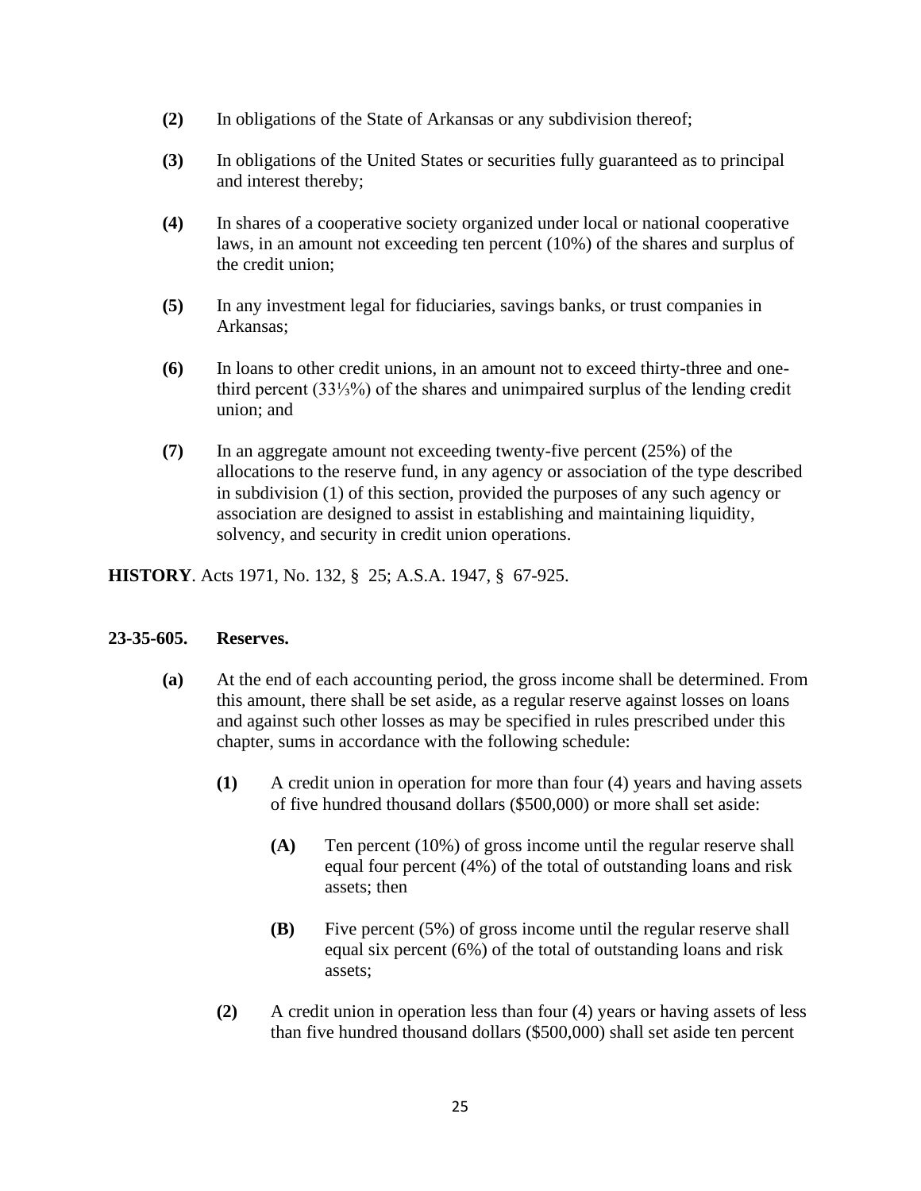**(2)** In obligations of the State of Arkansas or any subdivision thereof;

**(3)** In obligations of the United States or securities fully guaranteed as to principal and interest thereby;

**(4)** In shares of a cooperative society organized under local or national cooperative laws, in an amount not exceeding ten percent (10%) of the shares and surplus of the credit union;

**(5)** In any investment legal for fiduciaries, savings banks, or trust companies in Arkansas;

**(6)** In loans to other credit unions, in an amount not to exceed thirty-three and one-third percent (33⅓%) of the shares and unimpaired surplus of the lending credit union; and

**(7)** In an aggregate amount not exceeding twenty-five percent (25%) of the allocations to the reserve fund, in any agency or association of the type described in subdivision (1) of this section, provided the purposes of any such agency or association are designed to assist in establishing and maintaining liquidity, solvency, and security in credit union operations.

**HISTORY**. Acts 1971, No. 132, § 25; A.S.A. 1947, § 67-925.

**23-35-605. Reserves.**

**(a)** At the end of each accounting period, the gross income shall be determined. From this amount, there shall be set aside, as a regular reserve against losses on loans and against such other losses as may be specified in rules prescribed under this chapter, sums in accordance with the following schedule:

**(1)** A credit union in operation for more than four (4) years and having assets of five hundred thousand dollars ($500,000) or more shall set aside:

**(A)** Ten percent (10%) of gross income until the regular reserve shall equal four percent (4%) of the total of outstanding loans and risk assets; then

**(B)** Five percent (5%) of gross income until the regular reserve shall equal six percent (6%) of the total of outstanding loans and risk assets;

**(2)** A credit union in operation less than four (4) years or having assets of less than five hundred thousand dollars ($500,000) shall set aside ten percent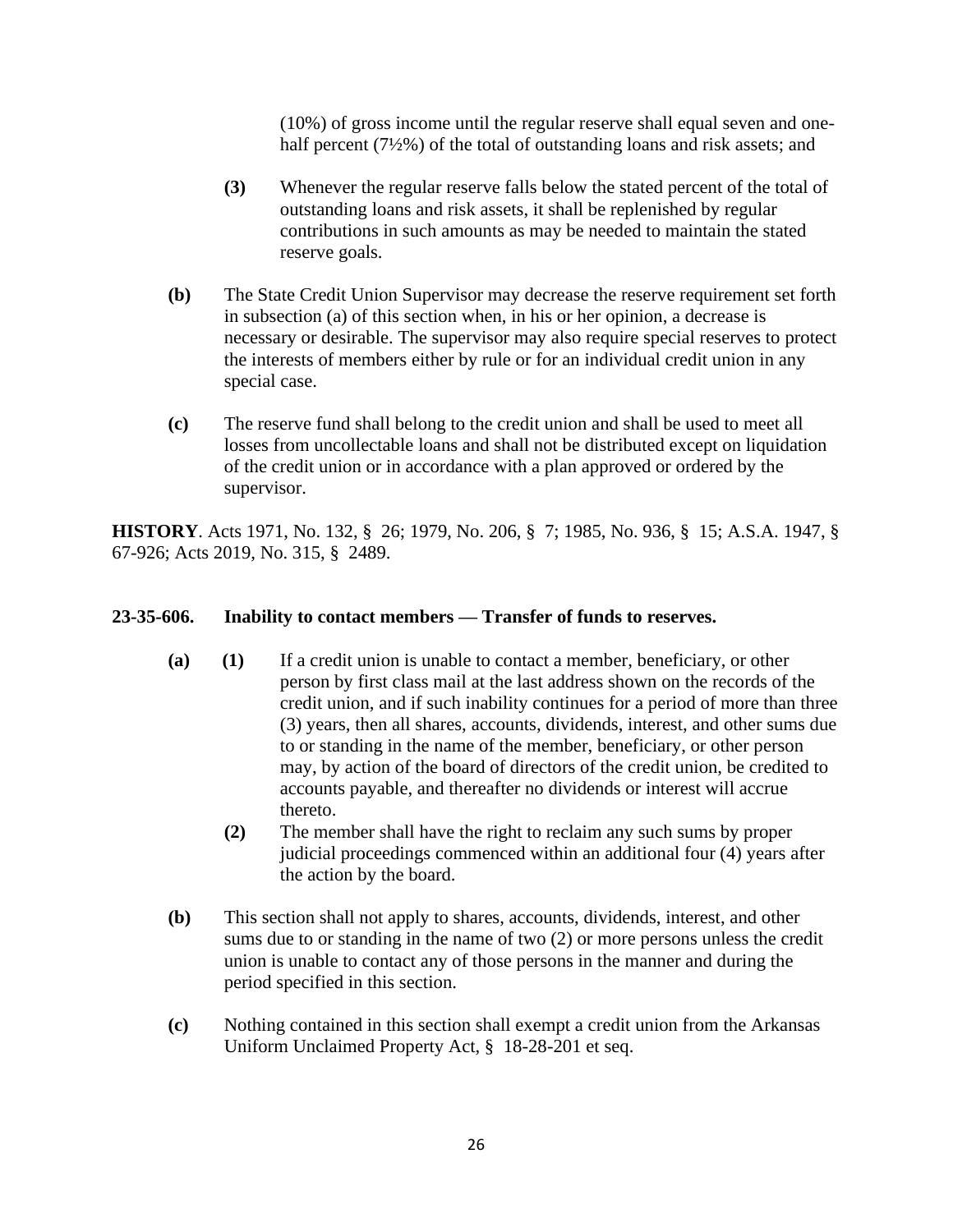(10%) of gross income until the regular reserve shall equal seven and one-half percent (7½%) of the total of outstanding loans and risk assets; and

**(3)** Whenever the regular reserve falls below the stated percent of the total of outstanding loans and risk assets, it shall be replenished by regular contributions in such amounts as may be needed to maintain the stated reserve goals.

**(b)** The State Credit Union Supervisor may decrease the reserve requirement set forth in subsection (a) of this section when, in his or her opinion, a decrease is necessary or desirable. The supervisor may also require special reserves to protect the interests of members either by rule or for an individual credit union in any special case.

**(c)** The reserve fund shall belong to the credit union and shall be used to meet all losses from uncollectable loans and shall not be distributed except on liquidation of the credit union or in accordance with a plan approved or ordered by the supervisor.

**HISTORY**. Acts 1971, No. 132, § 26; 1979, No. 206, § 7; 1985, No. 936, § 15; A.S.A. 1947, § 67-926; Acts 2019, No. 315, § 2489.

**23-35-606. Inability to contact members — Transfer of funds to reserves.**

**(a)** **(1)** If a credit union is unable to contact a member, beneficiary, or other person by first class mail at the last address shown on the records of the credit union, and if such inability continues for a period of more than three (3) years, then all shares, accounts, dividends, interest, and other sums due to or standing in the name of the member, beneficiary, or other person may, by action of the board of directors of the credit union, be credited to accounts payable, and thereafter no dividends or interest will accrue thereto.

**(2)** The member shall have the right to reclaim any such sums by proper judicial proceedings commenced within an additional four (4) years after the action by the board.

**(b)** This section shall not apply to shares, accounts, dividends, interest, and other sums due to or standing in the name of two (2) or more persons unless the credit union is unable to contact any of those persons in the manner and during the period specified in this section.

**(c)** Nothing contained in this section shall exempt a credit union from the Arkansas Uniform Unclaimed Property Act, § 18-28-201 et seq.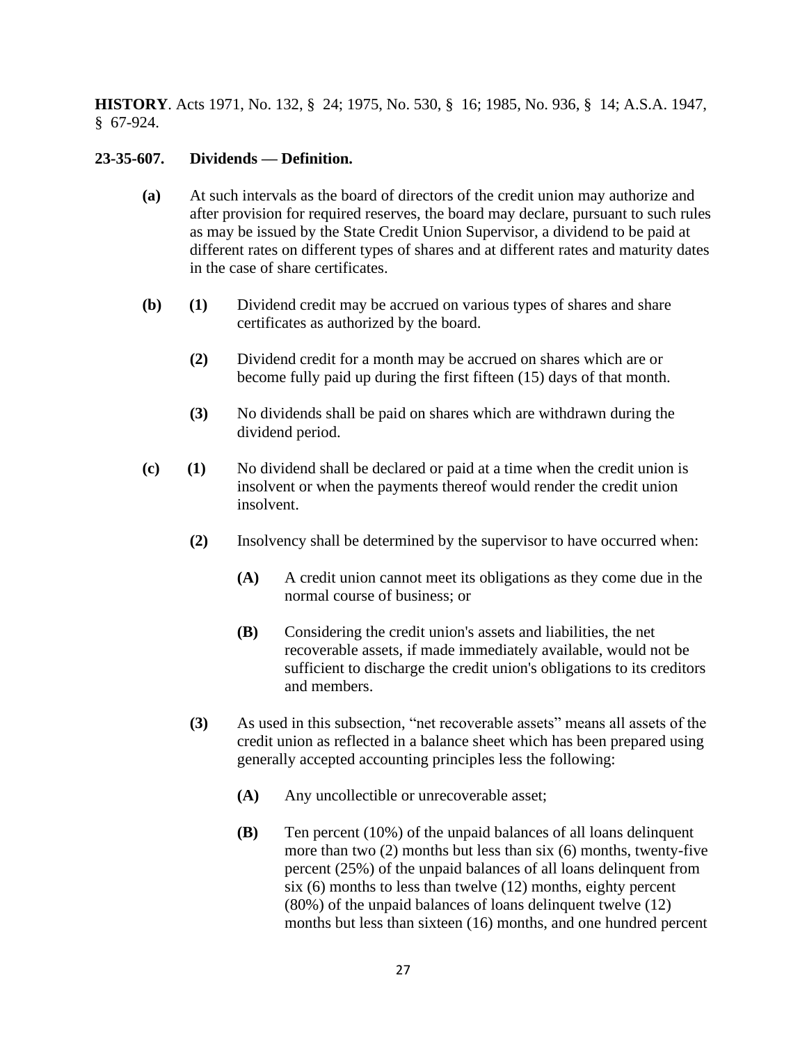**HISTORY**. Acts 1971, No. 132, § 24; 1975, No. 530, § 16; 1985, No. 936, § 14; A.S.A. 1947, § 67-924.

### 23-35-607. Dividends — Definition.

**(a)** At such intervals as the board of directors of the credit union may authorize and after provision for required reserves, the board may declare, pursuant to such rules as may be issued by the State Credit Union Supervisor, a dividend to be paid at different rates on different types of shares and at different rates and maturity dates in the case of share certificates.

**(b)** **(1)** Dividend credit may be accrued on various types of shares and share certificates as authorized by the board.

**(2)** Dividend credit for a month may be accrued on shares which are or become fully paid up during the first fifteen (15) days of that month.

**(3)** No dividends shall be paid on shares which are withdrawn during the dividend period.

**(c)** **(1)** No dividend shall be declared or paid at a time when the credit union is insolvent or when the payments thereof would render the credit union insolvent.

**(2)** Insolvency shall be determined by the supervisor to have occurred when:

**(A)** A credit union cannot meet its obligations as they come due in the normal course of business; or

**(B)** Considering the credit union's assets and liabilities, the net recoverable assets, if made immediately available, would not be sufficient to discharge the credit union's obligations to its creditors and members.

**(3)** As used in this subsection, "net recoverable assets" means all assets of the credit union as reflected in a balance sheet which has been prepared using generally accepted accounting principles less the following:

**(A)** Any uncollectible or unrecoverable asset;

**(B)** Ten percent (10%) of the unpaid balances of all loans delinquent more than two (2) months but less than six (6) months, twenty-five percent (25%) of the unpaid balances of all loans delinquent from six (6) months to less than twelve (12) months, eighty percent (80%) of the unpaid balances of loans delinquent twelve (12) months but less than sixteen (16) months, and one hundred percent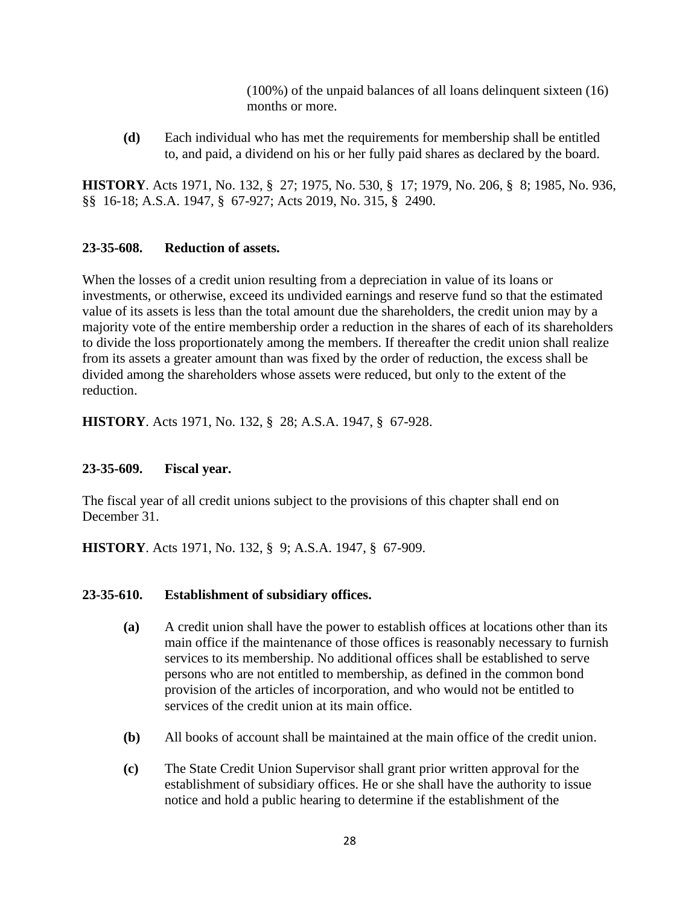(100%) of the unpaid balances of all loans delinquent sixteen (16) months or more.

**(d)** Each individual who has met the requirements for membership shall be entitled to, and paid, a dividend on his or her fully paid shares as declared by the board.

**HISTORY**. Acts 1971, No. 132, § 27; 1975, No. 530, § 17; 1979, No. 206, § 8; 1985, No. 936, §§ 16-18; A.S.A. 1947, § 67-927; Acts 2019, No. 315, § 2490.

### 23-35-608. Reduction of assets.

When the losses of a credit union resulting from a depreciation in value of its loans or investments, or otherwise, exceed its undivided earnings and reserve fund so that the estimated value of its assets is less than the total amount due the shareholders, the credit union may by a majority vote of the entire membership order a reduction in the shares of each of its shareholders to divide the loss proportionately among the members. If thereafter the credit union shall realize from its assets a greater amount than was fixed by the order of reduction, the excess shall be divided among the shareholders whose assets were reduced, but only to the extent of the reduction.

**HISTORY**. Acts 1971, No. 132, § 28; A.S.A. 1947, § 67-928.

### 23-35-609. Fiscal year.

The fiscal year of all credit unions subject to the provisions of this chapter shall end on December 31.

**HISTORY**. Acts 1971, No. 132, § 9; A.S.A. 1947, § 67-909.

### 23-35-610. Establishment of subsidiary offices.

**(a)** A credit union shall have the power to establish offices at locations other than its main office if the maintenance of those offices is reasonably necessary to furnish services to its membership. No additional offices shall be established to serve persons who are not entitled to membership, as defined in the common bond provision of the articles of incorporation, and who would not be entitled to services of the credit union at its main office.

**(b)** All books of account shall be maintained at the main office of the credit union.

**(c)** The State Credit Union Supervisor shall grant prior written approval for the establishment of subsidiary offices. He or she shall have the authority to issue notice and hold a public hearing to determine if the establishment of the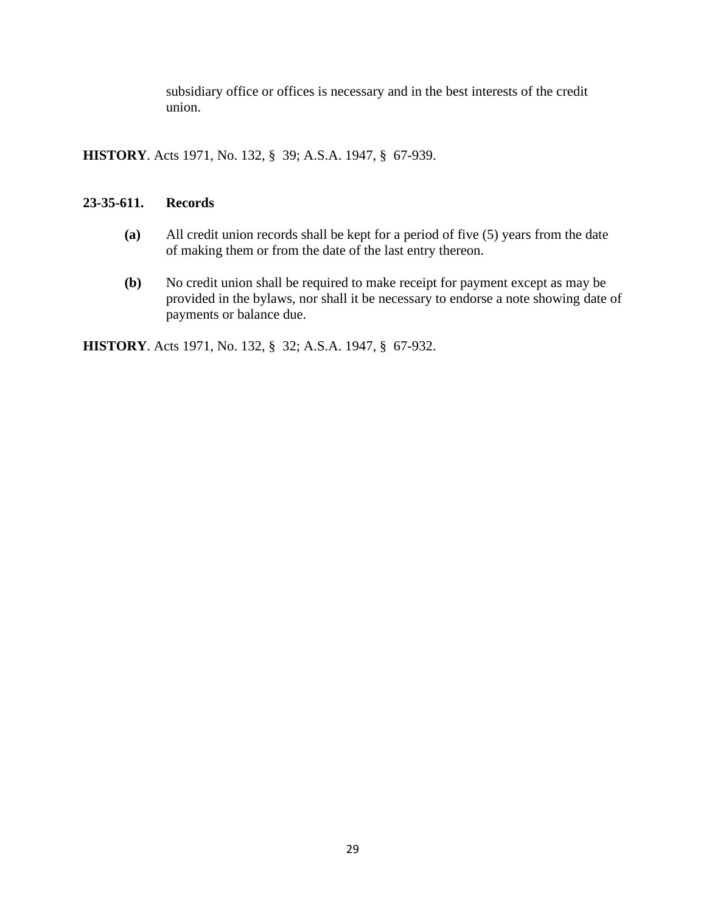subsidiary office or offices is necessary and in the best interests of the credit union.

**HISTORY**. Acts 1971, No. 132, § 39; A.S.A. 1947, § 67-939.

**23-35-611. Records**

**(a)** All credit union records shall be kept for a period of five (5) years from the date of making them or from the date of the last entry thereon.

**(b)** No credit union shall be required to make receipt for payment except as may be provided in the bylaws, nor shall it be necessary to endorse a note showing date of payments or balance due.

**HISTORY**. Acts 1971, No. 132, § 32; A.S.A. 1947, § 67-932.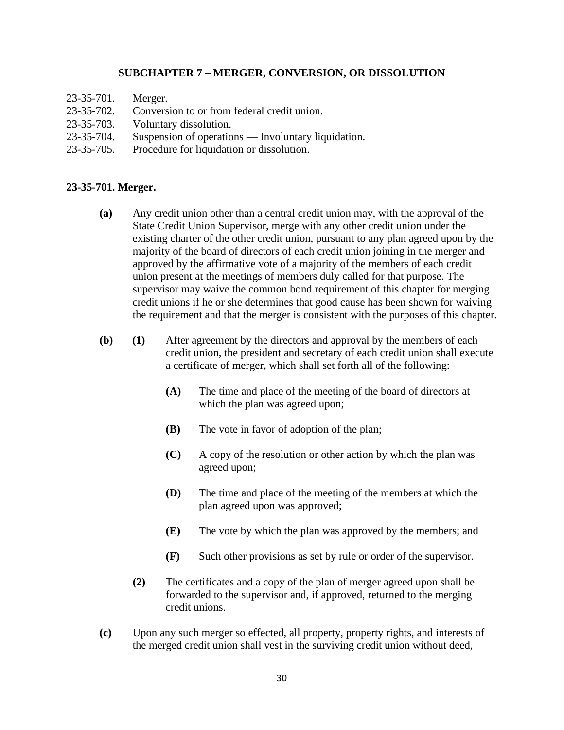## SUBCHAPTER 7 – MERGER, CONVERSION, OR DISSOLUTION

23-35-701. Merger.
23-35-702. Conversion to or from federal credit union.
23-35-703. Voluntary dissolution.
23-35-704. Suspension of operations — Involuntary liquidation.
23-35-705. Procedure for liquidation or dissolution.

### 23-35-701. Merger.

**(a)** Any credit union other than a central credit union may, with the approval of the State Credit Union Supervisor, merge with any other credit union under the existing charter of the other credit union, pursuant to any plan agreed upon by the majority of the board of directors of each credit union joining in the merger and approved by the affirmative vote of a majority of the members of each credit union present at the meetings of members duly called for that purpose. The supervisor may waive the common bond requirement of this chapter for merging credit unions if he or she determines that good cause has been shown for waiving the requirement and that the merger is consistent with the purposes of this chapter.

**(b)** **(1)** After agreement by the directors and approval by the members of each credit union, the president and secretary of each credit union shall execute a certificate of merger, which shall set forth all of the following:

**(A)** The time and place of the meeting of the board of directors at which the plan was agreed upon;

**(B)** The vote in favor of adoption of the plan;

**(C)** A copy of the resolution or other action by which the plan was agreed upon;

**(D)** The time and place of the meeting of the members at which the plan agreed upon was approved;

**(E)** The vote by which the plan was approved by the members; and

**(F)** Such other provisions as set by rule or order of the supervisor.

**(2)** The certificates and a copy of the plan of merger agreed upon shall be forwarded to the supervisor and, if approved, returned to the merging credit unions.

**(c)** Upon any such merger so effected, all property, property rights, and interests of the merged credit union shall vest in the surviving credit union without deed,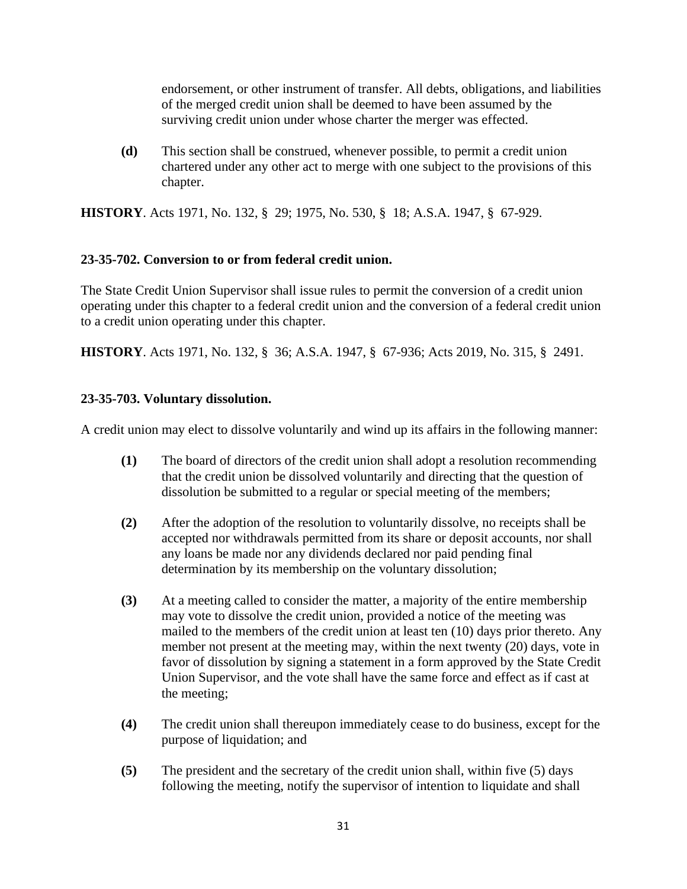endorsement, or other instrument of transfer. All debts, obligations, and liabilities of the merged credit union shall be deemed to have been assumed by the surviving credit union under whose charter the merger was effected.

**(d)** This section shall be construed, whenever possible, to permit a credit union chartered under any other act to merge with one subject to the provisions of this chapter.

**HISTORY**. Acts 1971, No. 132, § 29; 1975, No. 530, § 18; A.S.A. 1947, § 67-929.

**23-35-702. Conversion to or from federal credit union.**

The State Credit Union Supervisor shall issue rules to permit the conversion of a credit union operating under this chapter to a federal credit union and the conversion of a federal credit union to a credit union operating under this chapter.

**HISTORY**. Acts 1971, No. 132, § 36; A.S.A. 1947, § 67-936; Acts 2019, No. 315, § 2491.

**23-35-703. Voluntary dissolution.**

A credit union may elect to dissolve voluntarily and wind up its affairs in the following manner:

**(1)** The board of directors of the credit union shall adopt a resolution recommending that the credit union be dissolved voluntarily and directing that the question of dissolution be submitted to a regular or special meeting of the members;

**(2)** After the adoption of the resolution to voluntarily dissolve, no receipts shall be accepted nor withdrawals permitted from its share or deposit accounts, nor shall any loans be made nor any dividends declared nor paid pending final determination by its membership on the voluntary dissolution;

**(3)** At a meeting called to consider the matter, a majority of the entire membership may vote to dissolve the credit union, provided a notice of the meeting was mailed to the members of the credit union at least ten (10) days prior thereto. Any member not present at the meeting may, within the next twenty (20) days, vote in favor of dissolution by signing a statement in a form approved by the State Credit Union Supervisor, and the vote shall have the same force and effect as if cast at the meeting;

**(4)** The credit union shall thereupon immediately cease to do business, except for the purpose of liquidation; and

**(5)** The president and the secretary of the credit union shall, within five (5) days following the meeting, notify the supervisor of intention to liquidate and shall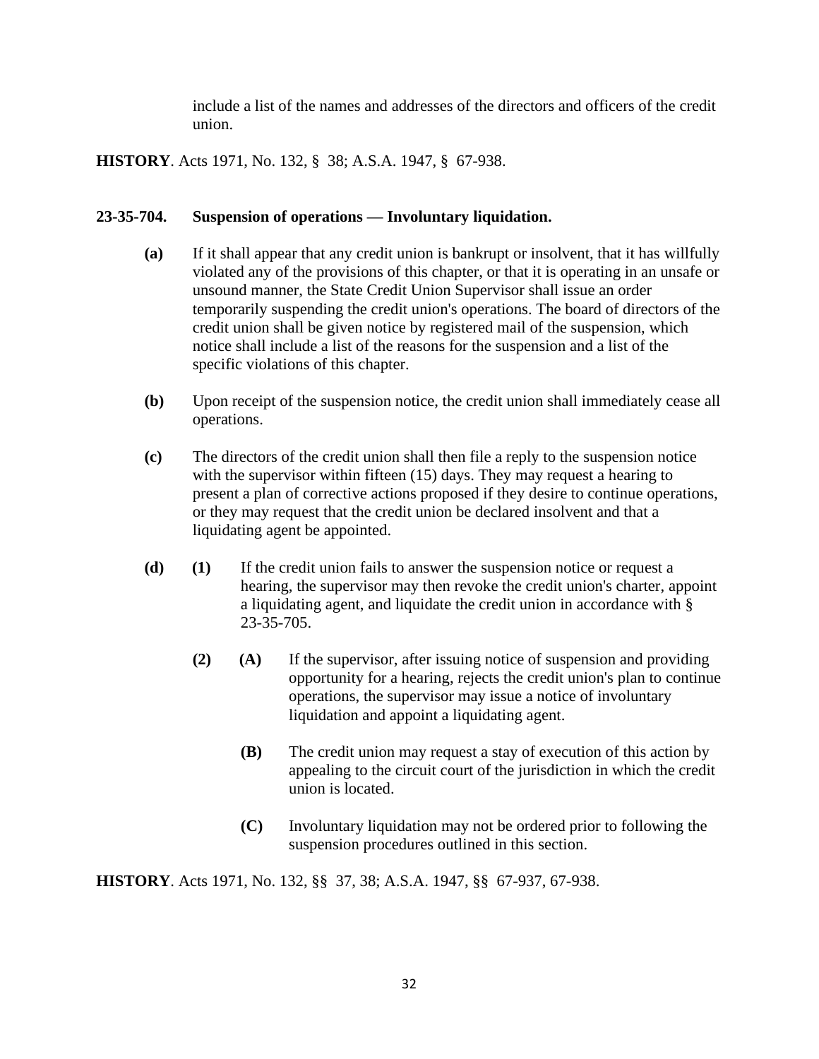include a list of the names and addresses of the directors and officers of the credit union.

**HISTORY**. Acts 1971, No. 132, § 38; A.S.A. 1947, § 67-938.

**23-35-704. Suspension of operations — Involuntary liquidation.**

**(a)** If it shall appear that any credit union is bankrupt or insolvent, that it has willfully violated any of the provisions of this chapter, or that it is operating in an unsafe or unsound manner, the State Credit Union Supervisor shall issue an order temporarily suspending the credit union's operations. The board of directors of the credit union shall be given notice by registered mail of the suspension, which notice shall include a list of the reasons for the suspension and a list of the specific violations of this chapter.

**(b)** Upon receipt of the suspension notice, the credit union shall immediately cease all operations.

**(c)** The directors of the credit union shall then file a reply to the suspension notice with the supervisor within fifteen (15) days. They may request a hearing to present a plan of corrective actions proposed if they desire to continue operations, or they may request that the credit union be declared insolvent and that a liquidating agent be appointed.

**(d)** **(1)** If the credit union fails to answer the suspension notice or request a hearing, the supervisor may then revoke the credit union's charter, appoint a liquidating agent, and liquidate the credit union in accordance with § 23-35-705.

**(2)** **(A)** If the supervisor, after issuing notice of suspension and providing opportunity for a hearing, rejects the credit union's plan to continue operations, the supervisor may issue a notice of involuntary liquidation and appoint a liquidating agent.

**(B)** The credit union may request a stay of execution of this action by appealing to the circuit court of the jurisdiction in which the credit union is located.

**(C)** Involuntary liquidation may not be ordered prior to following the suspension procedures outlined in this section.

**HISTORY**. Acts 1971, No. 132, §§ 37, 38; A.S.A. 1947, §§ 67-937, 67-938.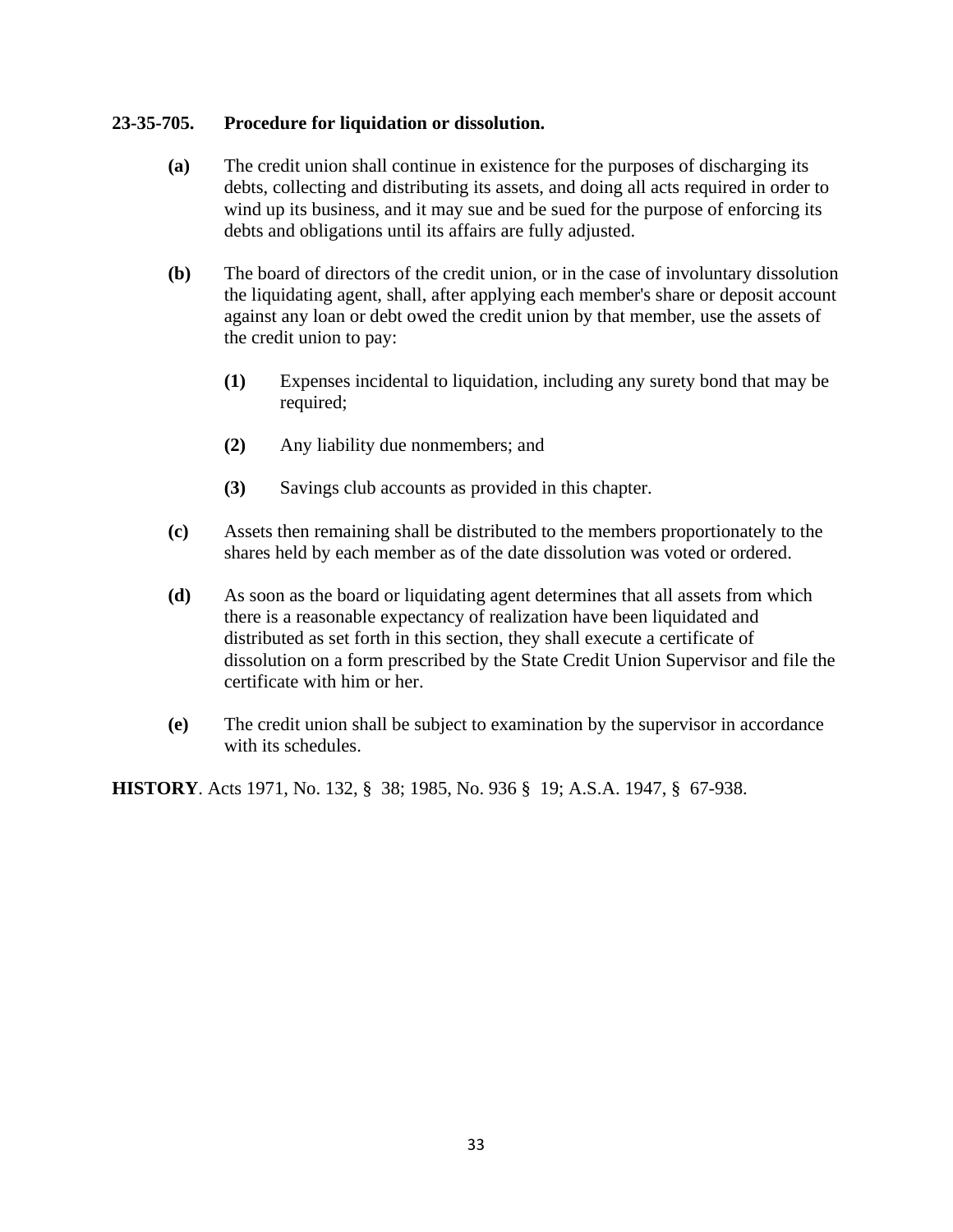**23-35-705. Procedure for liquidation or dissolution.**

**(a)** The credit union shall continue in existence for the purposes of discharging its debts, collecting and distributing its assets, and doing all acts required in order to wind up its business, and it may sue and be sued for the purpose of enforcing its debts and obligations until its affairs are fully adjusted.

**(b)** The board of directors of the credit union, or in the case of involuntary dissolution the liquidating agent, shall, after applying each member's share or deposit account against any loan or debt owed the credit union by that member, use the assets of the credit union to pay:

> **(1)** Expenses incidental to liquidation, including any surety bond that may be required;
>
> **(2)** Any liability due nonmembers; and
>
> **(3)** Savings club accounts as provided in this chapter.

**(c)** Assets then remaining shall be distributed to the members proportionately to the shares held by each member as of the date dissolution was voted or ordered.

**(d)** As soon as the board or liquidating agent determines that all assets from which there is a reasonable expectancy of realization have been liquidated and distributed as set forth in this section, they shall execute a certificate of dissolution on a form prescribed by the State Credit Union Supervisor and file the certificate with him or her.

**(e)** The credit union shall be subject to examination by the supervisor in accordance with its schedules.

**HISTORY**. Acts 1971, No. 132, § 38; 1985, No. 936 § 19; A.S.A. 1947, § 67-938.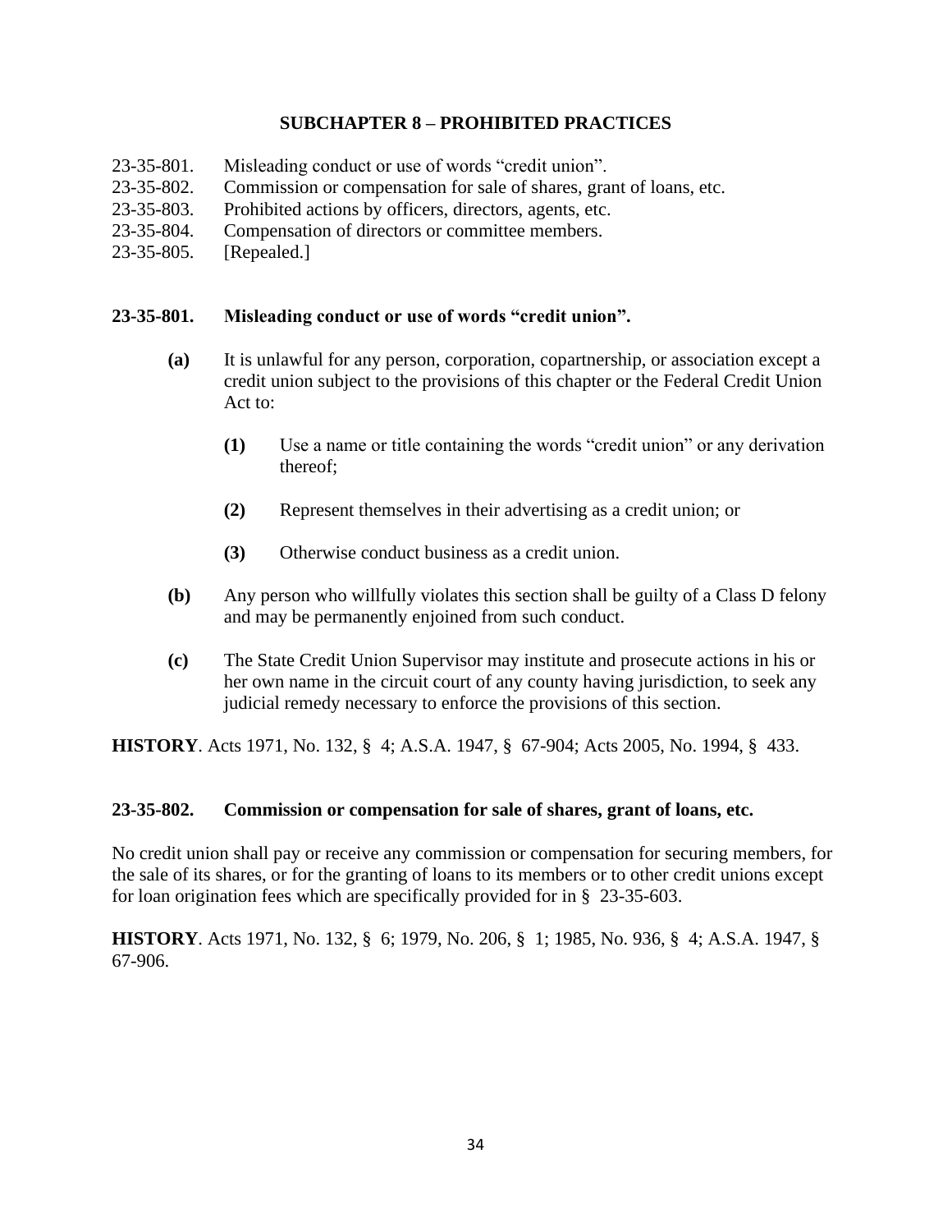## SUBCHAPTER 8 – PROHIBITED PRACTICES

23-35-801. Misleading conduct or use of words "credit union".
23-35-802. Commission or compensation for sale of shares, grant of loans, etc.
23-35-803. Prohibited actions by officers, directors, agents, etc.
23-35-804. Compensation of directors or committee members.
23-35-805. [Repealed.]

### 23-35-801. Misleading conduct or use of words "credit union".

**(a)** It is unlawful for any person, corporation, copartnership, or association except a credit union subject to the provisions of this chapter or the Federal Credit Union Act to:

> **(1)** Use a name or title containing the words "credit union" or any derivation thereof;
>
> **(2)** Represent themselves in their advertising as a credit union; or
>
> **(3)** Otherwise conduct business as a credit union.

**(b)** Any person who willfully violates this section shall be guilty of a Class D felony and may be permanently enjoined from such conduct.

**(c)** The State Credit Union Supervisor may institute and prosecute actions in his or her own name in the circuit court of any county having jurisdiction, to seek any judicial remedy necessary to enforce the provisions of this section.

**HISTORY**. Acts 1971, No. 132, § 4; A.S.A. 1947, § 67-904; Acts 2005, No. 1994, § 433.

### 23-35-802. Commission or compensation for sale of shares, grant of loans, etc.

No credit union shall pay or receive any commission or compensation for securing members, for the sale of its shares, or for the granting of loans to its members or to other credit unions except for loan origination fees which are specifically provided for in § 23-35-603.

**HISTORY**. Acts 1971, No. 132, § 6; 1979, No. 206, § 1; 1985, No. 936, § 4; A.S.A. 1947, § 67-906.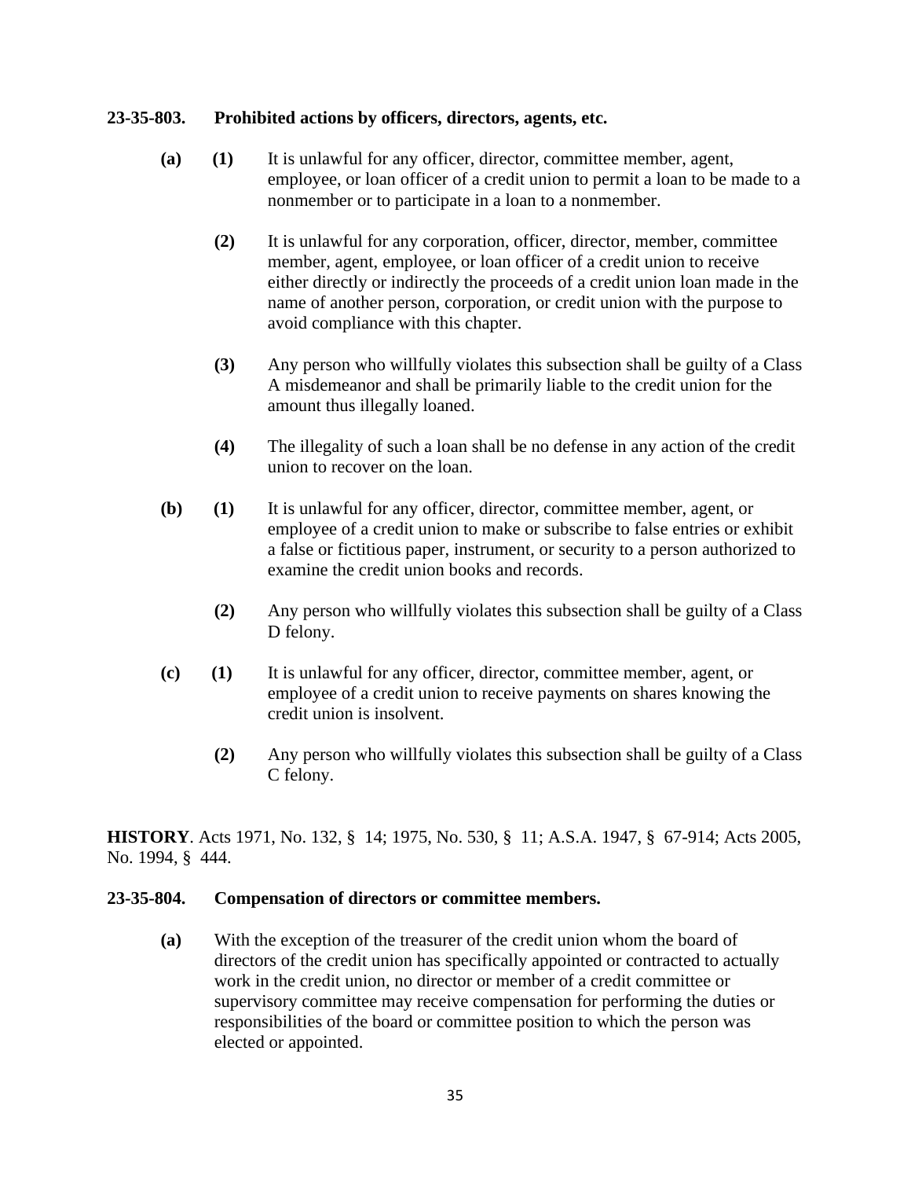**23-35-803. Prohibited actions by officers, directors, agents, etc.**

**(a)** **(1)** It is unlawful for any officer, director, committee member, agent, employee, or loan officer of a credit union to permit a loan to be made to a nonmember or to participate in a loan to a nonmember.

**(2)** It is unlawful for any corporation, officer, director, member, committee member, agent, employee, or loan officer of a credit union to receive either directly or indirectly the proceeds of a credit union loan made in the name of another person, corporation, or credit union with the purpose to avoid compliance with this chapter.

**(3)** Any person who willfully violates this subsection shall be guilty of a Class A misdemeanor and shall be primarily liable to the credit union for the amount thus illegally loaned.

**(4)** The illegality of such a loan shall be no defense in any action of the credit union to recover on the loan.

**(b)** **(1)** It is unlawful for any officer, director, committee member, agent, or employee of a credit union to make or subscribe to false entries or exhibit a false or fictitious paper, instrument, or security to a person authorized to examine the credit union books and records.

**(2)** Any person who willfully violates this subsection shall be guilty of a Class D felony.

**(c)** **(1)** It is unlawful for any officer, director, committee member, agent, or employee of a credit union to receive payments on shares knowing the credit union is insolvent.

**(2)** Any person who willfully violates this subsection shall be guilty of a Class C felony.

**HISTORY**. Acts 1971, No. 132, § 14; 1975, No. 530, § 11; A.S.A. 1947, § 67-914; Acts 2005, No. 1994, § 444.

**23-35-804. Compensation of directors or committee members.**

**(a)** With the exception of the treasurer of the credit union whom the board of directors of the credit union has specifically appointed or contracted to actually work in the credit union, no director or member of a credit committee or supervisory committee may receive compensation for performing the duties or responsibilities of the board or committee position to which the person was elected or appointed.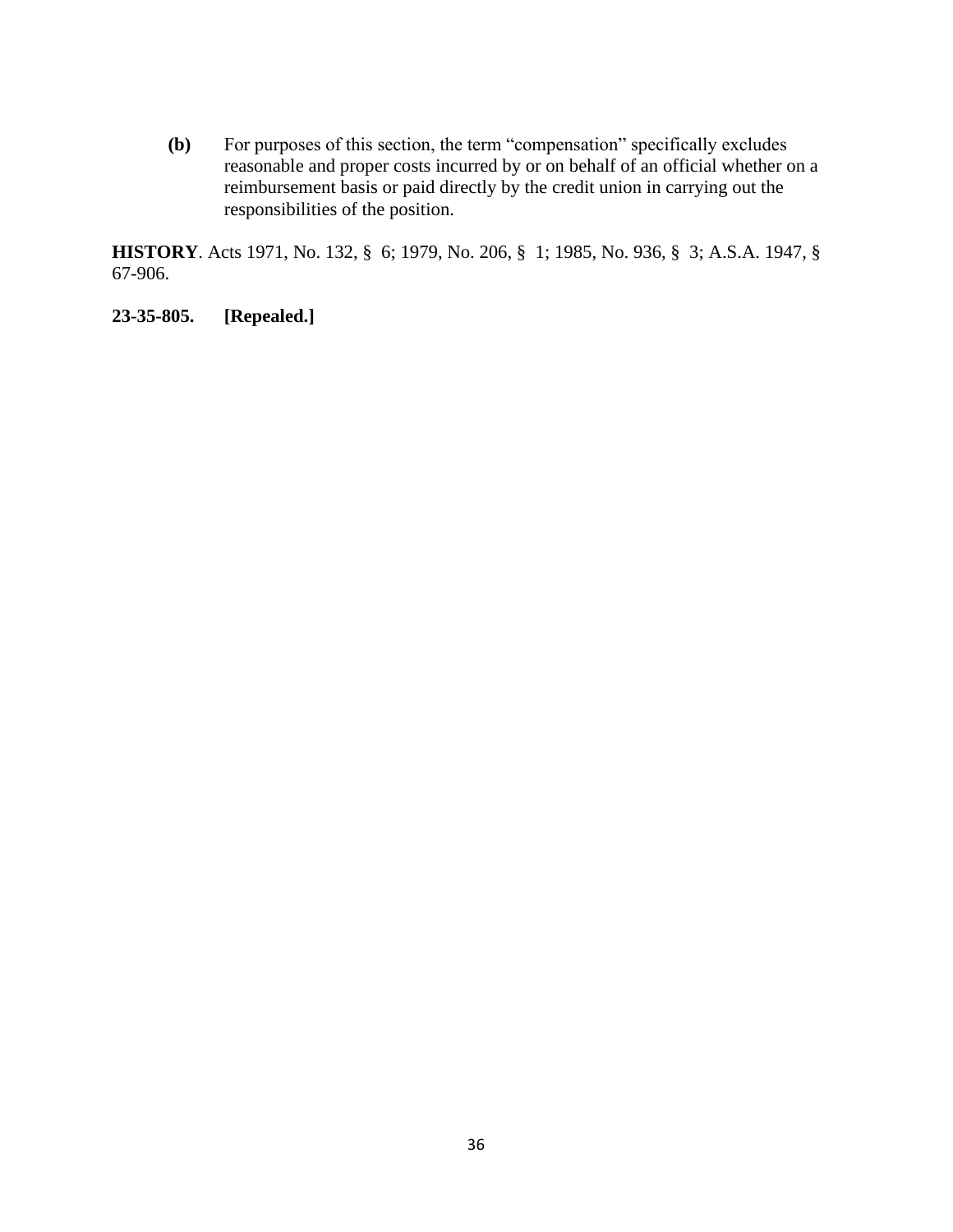**(b)** For purposes of this section, the term "compensation" specifically excludes reasonable and proper costs incurred by or on behalf of an official whether on a reimbursement basis or paid directly by the credit union in carrying out the responsibilities of the position.

**HISTORY**. Acts 1971, No. 132, § 6; 1979, No. 206, § 1; 1985, No. 936, § 3; A.S.A. 1947, § 67-906.

**23-35-805. [Repealed.]**